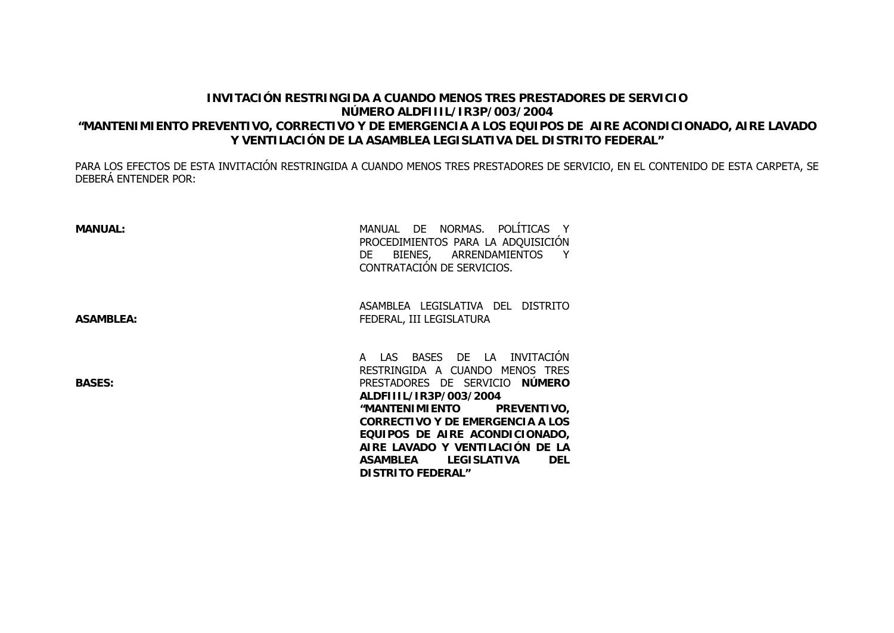**INVITACIÓN RESTRINGIDA A CUANDO MENOS TRES PRESTADORES DE SERVICIO**
**NÚMERO ALDFIIIL/IR3P/003/2004**
**"MANTENIMIENTO PREVENTIVO, CORRECTIVO Y DE EMERGENCIA A LOS EQUIPOS DE AIRE ACONDICIONADO, AIRE LAVADO Y VENTILACIÓN DE LA ASAMBLEA LEGISLATIVA DEL DISTRITO FEDERAL"**

PARA LOS EFECTOS DE ESTA INVITACIÓN RESTRINGIDA A CUANDO MENOS TRES PRESTADORES DE SERVICIO, EN EL CONTENIDO DE ESTA CARPETA, SE DEBERÁ ENTENDER POR:

**MANUAL:** MANUAL DE NORMAS. POLÍTICAS Y PROCEDIMIENTOS PARA LA ADQUISICIÓN DE BIENES, ARRENDAMIENTOS Y CONTRATACIÓN DE SERVICIOS.

**ASAMBLEA:** ASAMBLEA LEGISLATIVA DEL DISTRITO FEDERAL, III LEGISLATURA

**BASES:** A LAS BASES DE LA INVITACIÓN RESTRINGIDA A CUANDO MENOS TRES PRESTADORES DE SERVICIO **NÚMERO ALDFIIIL/IR3P/003/2004 "MANTENIMIENTO PREVENTIVO, CORRECTIVO Y DE EMERGENCIA A LOS EQUIPOS DE AIRE ACONDICIONADO, AIRE LAVADO Y VENTILACIÓN DE LA ASAMBLEA LEGISLATIVA DEL DISTRITO FEDERAL"**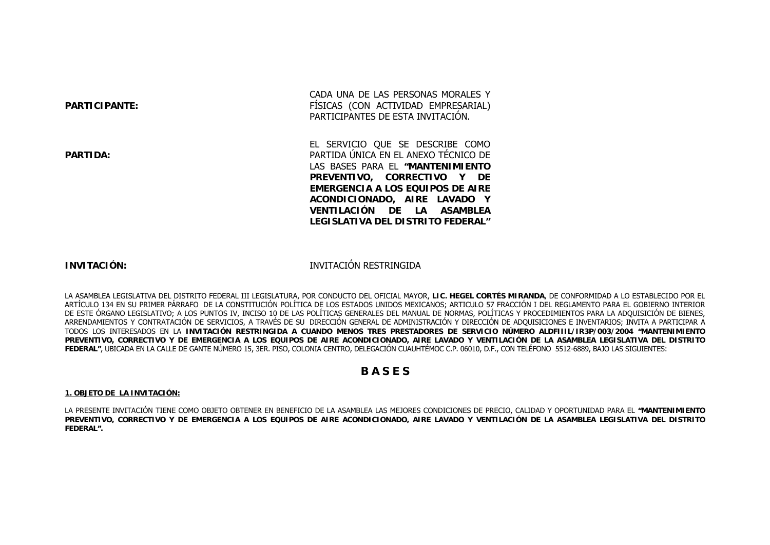**PARTICIPANTE:** CADA UNA DE LAS PERSONAS MORALES Y FÍSICAS (CON ACTIVIDAD EMPRESARIAL) PARTICIPANTES DE ESTA INVITACIÓN.

**PARTIDA:** EL SERVICIO QUE SE DESCRIBE COMO PARTIDA ÚNICA EN EL ANEXO TÉCNICO DE LAS BASES PARA EL **"MANTENIMIENTO PREVENTIVO, CORRECTIVO Y DE EMERGENCIA A LOS EQUIPOS DE AIRE ACONDICIONADO, AIRE LAVADO Y VENTILACIÓN DE LA ASAMBLEA LEGISLATIVA DEL DISTRITO FEDERAL"**

**INVITACIÓN:** INVITACIÓN RESTRINGIDA

LA ASAMBLEA LEGISLATIVA DEL DISTRITO FEDERAL III LEGISLATURA, POR CONDUCTO DEL OFICIAL MAYOR, **LIC. HEGEL CORTÉS MIRANDA**, DE CONFORMIDAD A LO ESTABLECIDO POR EL ARTÍCULO 134 EN SU PRIMER PÁRRAFO DE LA CONSTITUCIÓN POLÍTICA DE LOS ESTADOS UNIDOS MEXICANOS; ARTICULO 57 FRACCIÓN I DEL REGLAMENTO PARA EL GOBIERNO INTERIOR DE ESTE ÓRGANO LEGISLATIVO; A LOS PUNTOS IV, INCISO 10 DE LAS POLÍTICAS GENERALES DEL MANUAL DE NORMAS, POLÍTICAS Y PROCEDIMIENTOS PARA LA ADQUISICIÓN DE BIENES, ARRENDAMIENTOS Y CONTRATACIÓN DE SERVICIOS, A TRAVÉS DE SU DIRECCIÓN GENERAL DE ADMINISTRACIÓN Y DIRECCIÓN DE ADQUISICIONES E INVENTARIOS; INVITA A PARTICIPAR A TODOS LOS INTERESADOS EN LA **INVITACIÓN RESTRINGIDA A CUANDO MENOS TRES PRESTADORES DE SERVICIO NÚMERO ALDFIIIL/IR3P/003/2004 "MANTENIMIENTO PREVENTIVO, CORRECTIVO Y DE EMERGENCIA A LOS EQUIPOS DE AIRE ACONDICIONADO, AIRE LAVADO Y VENTILACIÓN DE LA ASAMBLEA LEGISLATIVA DEL DISTRITO FEDERAL"**, UBICADA EN LA CALLE DE GANTE NÚMERO 15, 3ER. PISO, COLONIA CENTRO, DELEGACIÓN CUAUHTÉMOC C.P. 06010, D.F., CON TELÉFONO 5512-6889, BAJO LAS SIGUIENTES:

# B A S E S

## 1. OBJETO DE LA INVITACIÓN:

LA PRESENTE INVITACIÓN TIENE COMO OBJETO OBTENER EN BENEFICIO DE LA ASAMBLEA LAS MEJORES CONDICIONES DE PRECIO, CALIDAD Y OPORTUNIDAD PARA EL **"MANTENIMIENTO PREVENTIVO, CORRECTIVO Y DE EMERGENCIA A LOS EQUIPOS DE AIRE ACONDICIONADO, AIRE LAVADO Y VENTILACIÓN DE LA ASAMBLEA LEGISLATIVA DEL DISTRITO FEDERAL".**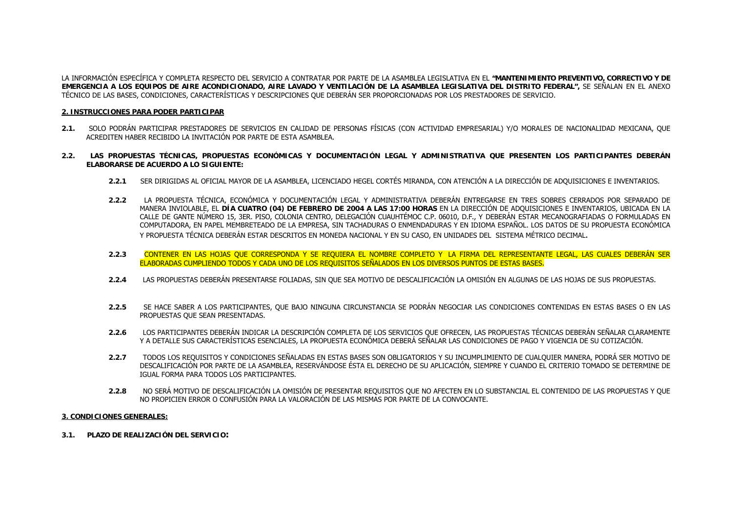LA INFORMACIÓN ESPECÍFICA Y COMPLETA RESPECTO DEL SERVICIO A CONTRATAR POR PARTE DE LA ASAMBLEA LEGISLATIVA EN EL **"MANTENIMIENTO PREVENTIVO, CORRECTIVO Y DE EMERGENCIA A LOS EQUIPOS DE AIRE ACONDICIONADO, AIRE LAVADO Y VENTILACIÓN DE LA ASAMBLEA LEGISLATIVA DEL DISTRITO FEDERAL",** SE SEÑALAN EN EL ANEXO TÉCNICO DE LAS BASES, CONDICIONES, CARACTERÍSTICAS Y DESCRIPCIONES QUE DEBERÁN SER PROPORCIONADAS POR LOS PRESTADORES DE SERVICIO.

## 2. INSTRUCCIONES PARA PODER PARTICIPAR

**2.1.** SOLO PODRÁN PARTICIPAR PRESTADORES DE SERVICIOS EN CALIDAD DE PERSONAS FÍSICAS (CON ACTIVIDAD EMPRESARIAL) Y/O MORALES DE NACIONALIDAD MEXICANA, QUE ACREDITEN HABER RECIBIDO LA INVITACIÓN POR PARTE DE ESTA ASAMBLEA.

**2.2. LAS PROPUESTAS TÉCNICAS, PROPUESTAS ECONÓMICAS Y DOCUMENTACIÓN LEGAL Y ADMINISTRATIVA QUE PRESENTEN LOS PARTICIPANTES DEBERÁN ELABORARSE DE ACUERDO A LO SIGUIENTE:**

**2.2.1** SER DIRIGIDAS AL OFICIAL MAYOR DE LA ASAMBLEA, LICENCIADO HEGEL CORTÉS MIRANDA, CON ATENCIÓN A LA DIRECCIÓN DE ADQUISICIONES E INVENTARIOS.

**2.2.2** LA PROPUESTA TÉCNICA, ECONÓMICA Y DOCUMENTACIÓN LEGAL Y ADMINISTRATIVA DEBERÁN ENTREGARSE EN TRES SOBRES CERRADOS POR SEPARADO DE MANERA INVIOLABLE, EL **DÍA CUATRO (04) DE FEBRERO DE 2004 A LAS 17:00 HORAS** EN LA DIRECCIÓN DE ADQUISICIONES E INVENTARIOS, UBICADA EN LA CALLE DE GANTE NÚMERO 15, 3ER. PISO, COLONIA CENTRO, DELEGACIÓN CUAUHTÉMOC C.P. 06010, D.F., Y DEBERÁN ESTAR MECANOGRAFIADAS O FORMULADAS EN COMPUTADORA, EN PAPEL MEMBRETEADO DE LA EMPRESA, SIN TACHADURAS O ENMENDADURAS Y EN IDIOMA ESPAÑOL. LOS DATOS DE SU PROPUESTA ECONÓMICA Y PROPUESTA TÉCNICA DEBERÁN ESTAR DESCRITOS EN MONEDA NACIONAL Y EN SU CASO, EN UNIDADES DEL SISTEMA MÉTRICO DECIMAL.

**2.2.3** CONTENER EN LAS HOJAS QUE CORRESPONDA Y SE REQUIERA EL NOMBRE COMPLETO Y LA FIRMA DEL REPRESENTANTE LEGAL, LAS CUALES DEBERÁN SER ELABORADAS CUMPLIENDO TODOS Y CADA UNO DE LOS REQUISITOS SEÑALADOS EN LOS DIVERSOS PUNTOS DE ESTAS BASES.

**2.2.4** LAS PROPUESTAS DEBERÁN PRESENTARSE FOLIADAS, SIN QUE SEA MOTIVO DE DESCALIFICACIÓN LA OMISIÓN EN ALGUNAS DE LAS HOJAS DE SUS PROPUESTAS.

**2.2.5** SE HACE SABER A LOS PARTICIPANTES, QUE BAJO NINGUNA CIRCUNSTANCIA SE PODRÁN NEGOCIAR LAS CONDICIONES CONTENIDAS EN ESTAS BASES O EN LAS PROPUESTAS QUE SEAN PRESENTADAS.

**2.2.6** LOS PARTICIPANTES DEBERÁN INDICAR LA DESCRIPCIÓN COMPLETA DE LOS SERVICIOS QUE OFRECEN, LAS PROPUESTAS TÉCNICAS DEBERÁN SEÑALAR CLARAMENTE Y A DETALLE SUS CARACTERÍSTICAS ESENCIALES, LA PROPUESTA ECONÓMICA DEBERÁ SEÑALAR LAS CONDICIONES DE PAGO Y VIGENCIA DE SU COTIZACIÓN.

**2.2.7** TODOS LOS REQUISITOS Y CONDICIONES SEÑALADAS EN ESTAS BASES SON OBLIGATORIOS Y SU INCUMPLIMIENTO DE CUALQUIER MANERA, PODRÁ SER MOTIVO DE DESCALIFICACIÓN POR PARTE DE LA ASAMBLEA, RESERVÁNDOSE ÉSTA EL DERECHO DE SU APLICACIÓN, SIEMPRE Y CUANDO EL CRITERIO TOMADO SE DETERMINE DE IGUAL FORMA PARA TODOS LOS PARTICIPANTES.

**2.2.8** NO SERÁ MOTIVO DE DESCALIFICACIÓN LA OMISIÓN DE PRESENTAR REQUISITOS QUE NO AFECTEN EN LO SUBSTANCIAL EL CONTENIDO DE LAS PROPUESTAS Y QUE NO PROPICIEN ERROR O CONFUSIÓN PARA LA VALORACIÓN DE LAS MISMAS POR PARTE DE LA CONVOCANTE.

## 3. CONDICIONES GENERALES:

**3.1. PLAZO DE REALIZACIÓN DEL SERVICIO:**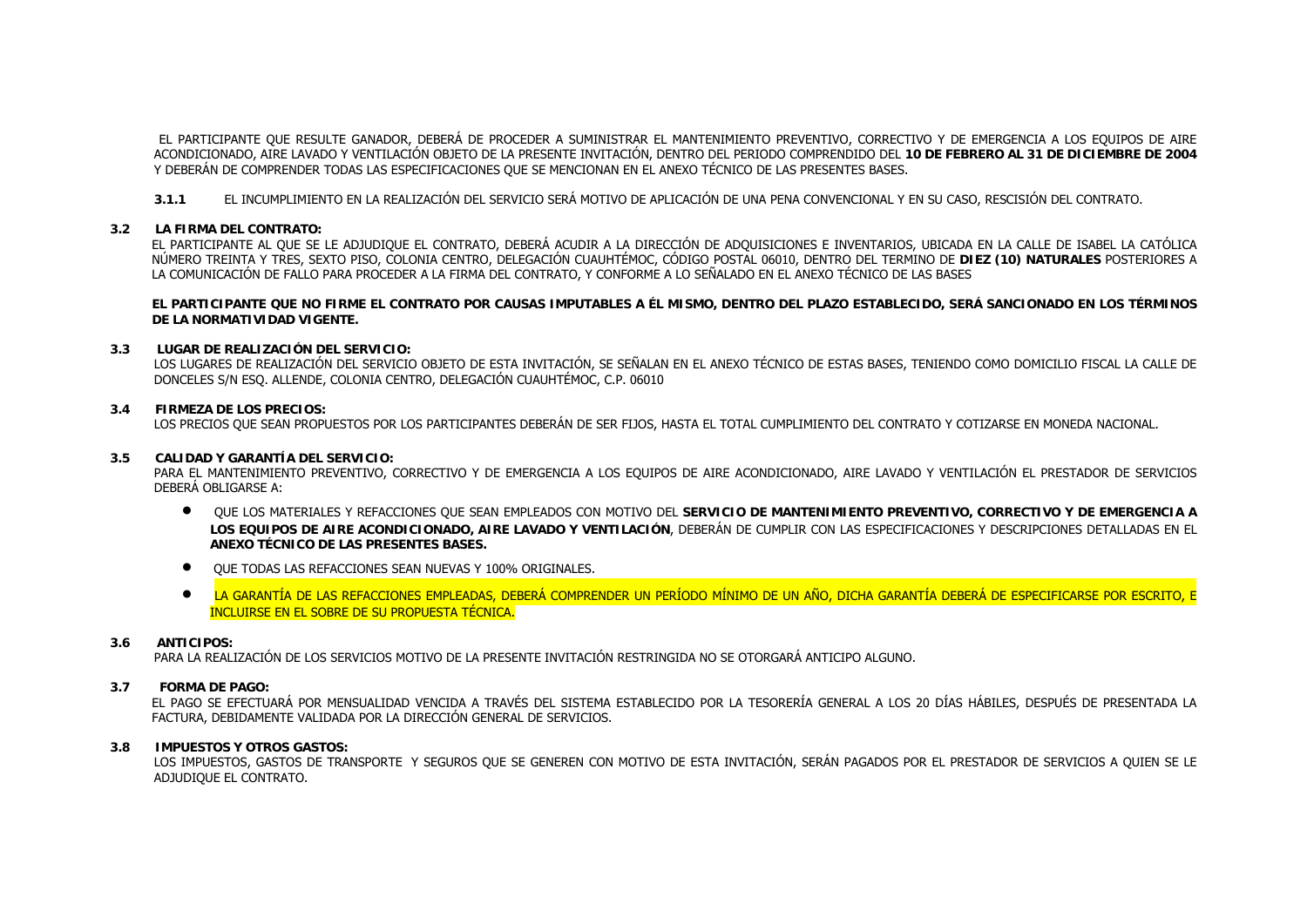EL PARTICIPANTE QUE RESULTE GANADOR, DEBERÁ DE PROCEDER A SUMINISTRAR EL MANTENIMIENTO PREVENTIVO, CORRECTIVO Y DE EMERGENCIA A LOS EQUIPOS DE AIRE ACONDICIONADO, AIRE LAVADO Y VENTILACIÓN OBJETO DE LA PRESENTE INVITACIÓN, DENTRO DEL PERIODO COMPRENDIDO DEL **10 DE FEBRERO AL 31 DE DICIEMBRE DE 2004** Y DEBERÁN DE COMPRENDER TODAS LAS ESPECIFICACIONES QUE SE MENCIONAN EN EL ANEXO TÉCNICO DE LAS PRESENTES BASES.

**3.1.1** EL INCUMPLIMIENTO EN LA REALIZACIÓN DEL SERVICIO SERÁ MOTIVO DE APLICACIÓN DE UNA PENA CONVENCIONAL Y EN SU CASO, RESCISIÓN DEL CONTRATO.

### 3.2 LA FIRMA DEL CONTRATO:

EL PARTICIPANTE AL QUE SE LE ADJUDIQUE EL CONTRATO, DEBERÁ ACUDIR A LA DIRECCIÓN DE ADQUISICIONES E INVENTARIOS, UBICADA EN LA CALLE DE ISABEL LA CATÓLICA NÚMERO TREINTA Y TRES, SEXTO PISO, COLONIA CENTRO, DELEGACIÓN CUAUHTÉMOC, CÓDIGO POSTAL 06010, DENTRO DEL TERMINO DE **DIEZ (10) NATURALES** POSTERIORES A LA COMUNICACIÓN DE FALLO PARA PROCEDER A LA FIRMA DEL CONTRATO, Y CONFORME A LO SEÑALADO EN EL ANEXO TÉCNICO DE LAS BASES

**EL PARTICIPANTE QUE NO FIRME EL CONTRATO POR CAUSAS IMPUTABLES A ÉL MISMO, DENTRO DEL PLAZO ESTABLECIDO, SERÁ SANCIONADO EN LOS TÉRMINOS DE LA NORMATIVIDAD VIGENTE.**

### 3.3 LUGAR DE REALIZACIÓN DEL SERVICIO:

LOS LUGARES DE REALIZACIÓN DEL SERVICIO OBJETO DE ESTA INVITACIÓN, SE SEÑALAN EN EL ANEXO TÉCNICO DE ESTAS BASES, TENIENDO COMO DOMICILIO FISCAL LA CALLE DE DONCELES S/N ESQ. ALLENDE, COLONIA CENTRO, DELEGACIÓN CUAUHTÉMOC, C.P. 06010

### 3.4 FIRMEZA DE LOS PRECIOS:

LOS PRECIOS QUE SEAN PROPUESTOS POR LOS PARTICIPANTES DEBERÁN DE SER FIJOS, HASTA EL TOTAL CUMPLIMIENTO DEL CONTRATO Y COTIZARSE EN MONEDA NACIONAL.

### 3.5 CALIDAD Y GARANTÍA DEL SERVICIO:

PARA EL MANTENIMIENTO PREVENTIVO, CORRECTIVO Y DE EMERGENCIA A LOS EQUIPOS DE AIRE ACONDICIONADO, AIRE LAVADO Y VENTILACIÓN EL PRESTADOR DE SERVICIOS DEBERÁ OBLIGARSE A:

- QUE LOS MATERIALES Y REFACCIONES QUE SEAN EMPLEADOS CON MOTIVO DEL **SERVICIO DE MANTENIMIENTO PREVENTIVO, CORRECTIVO Y DE EMERGENCIA A LOS EQUIPOS DE AIRE ACONDICIONADO, AIRE LAVADO Y VENTILACIÓN**, DEBERÁN DE CUMPLIR CON LAS ESPECIFICACIONES Y DESCRIPCIONES DETALLADAS EN EL **ANEXO TÉCNICO DE LAS PRESENTES BASES.**
- QUE TODAS LAS REFACCIONES SEAN NUEVAS Y 100% ORIGINALES.
- LA GARANTÍA DE LAS REFACCIONES EMPLEADAS, DEBERÁ COMPRENDER UN PERÍODO MÍNIMO DE UN AÑO, DICHA GARANTÍA DEBERÁ DE ESPECIFICARSE POR ESCRITO, E INCLUIRSE EN EL SOBRE DE SU PROPUESTA TÉCNICA.

### 3.6 ANTICIPOS:

PARA LA REALIZACIÓN DE LOS SERVICIOS MOTIVO DE LA PRESENTE INVITACIÓN RESTRINGIDA NO SE OTORGARÁ ANTICIPO ALGUNO.

### 3.7 FORMA DE PAGO:

EL PAGO SE EFECTUARÁ POR MENSUALIDAD VENCIDA A TRAVÉS DEL SISTEMA ESTABLECIDO POR LA TESORERÍA GENERAL A LOS 20 DÍAS HÁBILES, DESPUÉS DE PRESENTADA LA FACTURA, DEBIDAMENTE VALIDADA POR LA DIRECCIÓN GENERAL DE SERVICIOS.

### 3.8 IMPUESTOS Y OTROS GASTOS:

LOS IMPUESTOS, GASTOS DE TRANSPORTE Y SEGUROS QUE SE GENEREN CON MOTIVO DE ESTA INVITACIÓN, SERÁN PAGADOS POR EL PRESTADOR DE SERVICIOS A QUIEN SE LE ADJUDIQUE EL CONTRATO.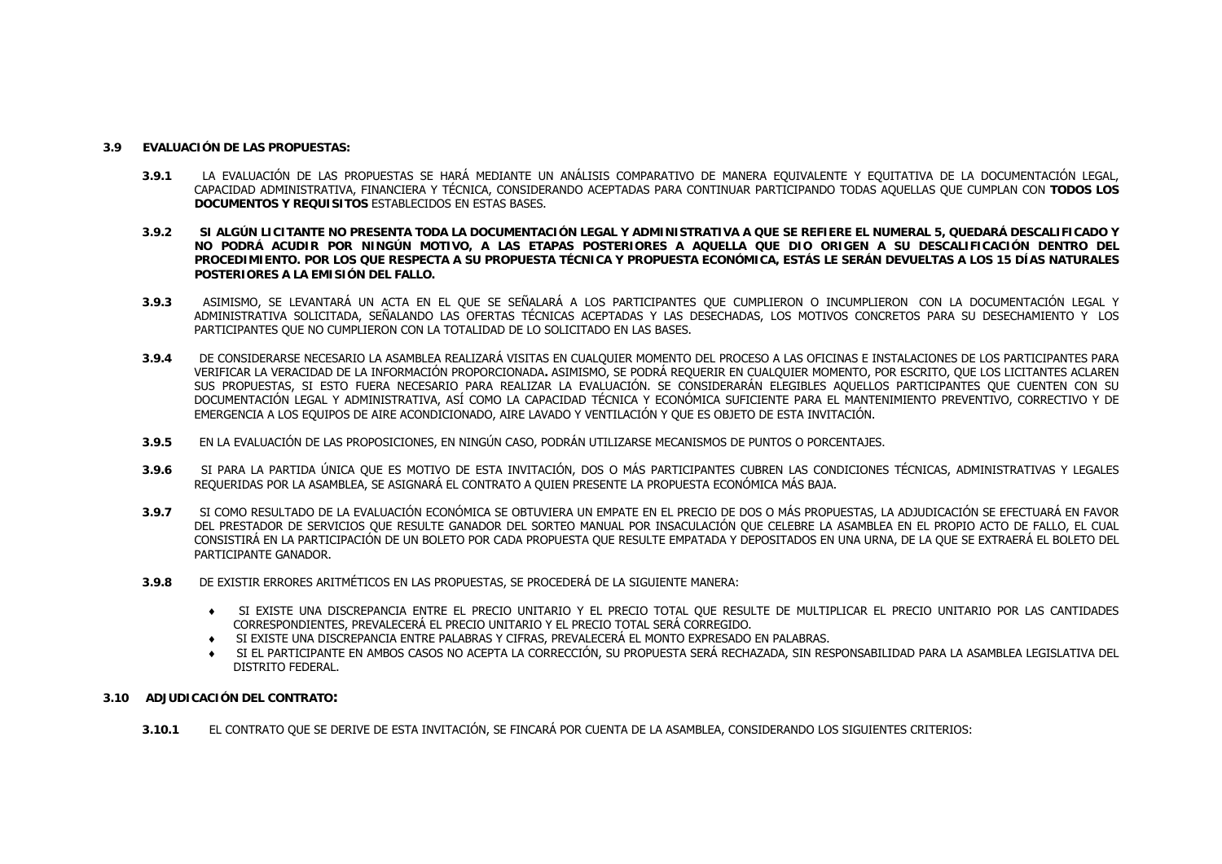### 3.9 EVALUACIÓN DE LAS PROPUESTAS:

**3.9.1** LA EVALUACIÓN DE LAS PROPUESTAS SE HARÁ MEDIANTE UN ANÁLISIS COMPARATIVO DE MANERA EQUIVALENTE Y EQUITATIVA DE LA DOCUMENTACIÓN LEGAL, CAPACIDAD ADMINISTRATIVA, FINANCIERA Y TÉCNICA, CONSIDERANDO ACEPTADAS PARA CONTINUAR PARTICIPANDO TODAS AQUELLAS QUE CUMPLAN CON **TODOS LOS DOCUMENTOS Y REQUISITOS** ESTABLECIDOS EN ESTAS BASES.

**3.9.2** **SI ALGÚN LICITANTE NO PRESENTA TODA LA DOCUMENTACIÓN LEGAL Y ADMINISTRATIVA A QUE SE REFIERE EL NUMERAL 5, QUEDARÁ DESCALIFICADO Y NO PODRÁ ACUDIR POR NINGÚN MOTIVO, A LAS ETAPAS POSTERIORES A AQUELLA QUE DIO ORIGEN A SU DESCALIFICACIÓN DENTRO DEL PROCEDIMIENTO. POR LOS QUE RESPECTA A SU PROPUESTA TÉCNICA Y PROPUESTA ECONÓMICA, ESTÁS LE SERÁN DEVUELTAS A LOS 15 DÍAS NATURALES POSTERIORES A LA EMISIÓN DEL FALLO.**

**3.9.3** ASIMISMO, SE LEVANTARÁ UN ACTA EN EL QUE SE SEÑALARÁ A LOS PARTICIPANTES QUE CUMPLIERON O INCUMPLIERON CON LA DOCUMENTACIÓN LEGAL Y ADMINISTRATIVA SOLICITADA, SEÑALANDO LAS OFERTAS TÉCNICAS ACEPTADAS Y LAS DESECHADAS, LOS MOTIVOS CONCRETOS PARA SU DESECHAMIENTO Y LOS PARTICIPANTES QUE NO CUMPLIERON CON LA TOTALIDAD DE LO SOLICITADO EN LAS BASES.

**3.9.4** DE CONSIDERARSE NECESARIO LA ASAMBLEA REALIZARÁ VISITAS EN CUALQUIER MOMENTO DEL PROCESO A LAS OFICINAS E INSTALACIONES DE LOS PARTICIPANTES PARA VERIFICAR LA VERACIDAD DE LA INFORMACIÓN PROPORCIONADA**.** ASIMISMO, SE PODRÁ REQUERIR EN CUALQUIER MOMENTO, POR ESCRITO, QUE LOS LICITANTES ACLAREN SUS PROPUESTAS, SI ESTO FUERA NECESARIO PARA REALIZAR LA EVALUACIÓN. SE CONSIDERARÁN ELEGIBLES AQUELLOS PARTICIPANTES QUE CUENTEN CON SU DOCUMENTACIÓN LEGAL Y ADMINISTRATIVA, ASÍ COMO LA CAPACIDAD TÉCNICA Y ECONÓMICA SUFICIENTE PARA EL MANTENIMIENTO PREVENTIVO, CORRECTIVO Y DE EMERGENCIA A LOS EQUIPOS DE AIRE ACONDICIONADO, AIRE LAVADO Y VENTILACIÓN Y QUE ES OBJETO DE ESTA INVITACIÓN.

**3.9.5** EN LA EVALUACIÓN DE LAS PROPOSICIONES, EN NINGÚN CASO, PODRÁN UTILIZARSE MECANISMOS DE PUNTOS O PORCENTAJES.

**3.9.6** SI PARA LA PARTIDA ÚNICA QUE ES MOTIVO DE ESTA INVITACIÓN, DOS O MÁS PARTICIPANTES CUBREN LAS CONDICIONES TÉCNICAS, ADMINISTRATIVAS Y LEGALES REQUERIDAS POR LA ASAMBLEA, SE ASIGNARÁ EL CONTRATO A QUIEN PRESENTE LA PROPUESTA ECONÓMICA MÁS BAJA.

**3.9.7** SI COMO RESULTADO DE LA EVALUACIÓN ECONÓMICA SE OBTUVIERA UN EMPATE EN EL PRECIO DE DOS O MÁS PROPUESTAS, LA ADJUDICACIÓN SE EFECTUARÁ EN FAVOR DEL PRESTADOR DE SERVICIOS QUE RESULTE GANADOR DEL SORTEO MANUAL POR INSACULACIÓN QUE CELEBRE LA ASAMBLEA EN EL PROPIO ACTO DE FALLO, EL CUAL CONSISTIRÁ EN LA PARTICIPACIÓN DE UN BOLETO POR CADA PROPUESTA QUE RESULTE EMPATADA Y DEPOSITADOS EN UNA URNA, DE LA QUE SE EXTRAERÁ EL BOLETO DEL PARTICIPANTE GANADOR.

**3.9.8** DE EXISTIR ERRORES ARITMÉTICOS EN LAS PROPUESTAS, SE PROCEDERÁ DE LA SIGUIENTE MANERA:

- SI EXISTE UNA DISCREPANCIA ENTRE EL PRECIO UNITARIO Y EL PRECIO TOTAL QUE RESULTE DE MULTIPLICAR EL PRECIO UNITARIO POR LAS CANTIDADES CORRESPONDIENTES, PREVALECERÁ EL PRECIO UNITARIO Y EL PRECIO TOTAL SERÁ CORREGIDO.
- SI EXISTE UNA DISCREPANCIA ENTRE PALABRAS Y CIFRAS, PREVALECERÁ EL MONTO EXPRESADO EN PALABRAS.
- SI EL PARTICIPANTE EN AMBOS CASOS NO ACEPTA LA CORRECCIÓN, SU PROPUESTA SERÁ RECHAZADA, SIN RESPONSABILIDAD PARA LA ASAMBLEA LEGISLATIVA DEL DISTRITO FEDERAL.

### 3.10 ADJUDICACIÓN DEL CONTRATO:

**3.10.1** EL CONTRATO QUE SE DERIVE DE ESTA INVITACIÓN, SE FINCARÁ POR CUENTA DE LA ASAMBLEA, CONSIDERANDO LOS SIGUIENTES CRITERIOS: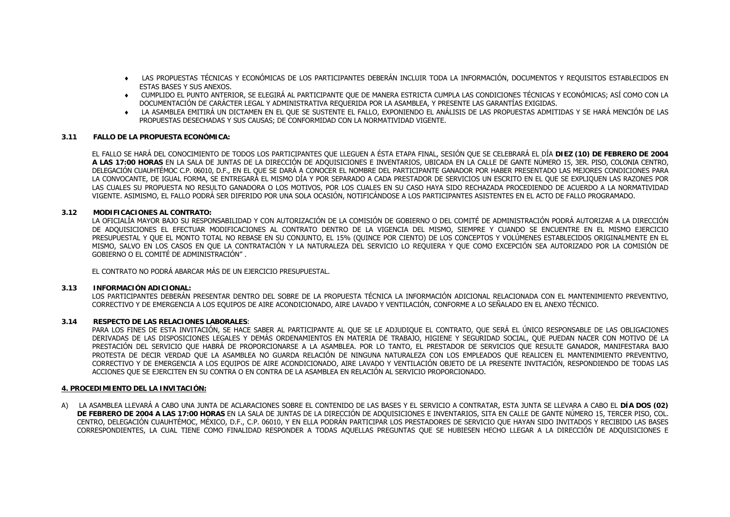- LAS PROPUESTAS TÉCNICAS Y ECONÓMICAS DE LOS PARTICIPANTES DEBERÁN INCLUIR TODA LA INFORMACIÓN, DOCUMENTOS Y REQUISITOS ESTABLECIDOS EN ESTAS BASES Y SUS ANEXOS.
- CUMPLIDO EL PUNTO ANTERIOR, SE ELEGIRÁ AL PARTICIPANTE QUE DE MANERA ESTRICTA CUMPLA LAS CONDICIONES TÉCNICAS Y ECONÓMICAS; ASÍ COMO CON LA DOCUMENTACIÓN DE CARÁCTER LEGAL Y ADMINISTRATIVA REQUERIDA POR LA ASAMBLEA, Y PRESENTE LAS GARANTÍAS EXIGIDAS.
- LA ASAMBLEA EMITIRÁ UN DICTAMEN EN EL QUE SE SUSTENTE EL FALLO, EXPONIENDO EL ANÁLISIS DE LAS PROPUESTAS ADMITIDAS Y SE HARÁ MENCIÓN DE LAS PROPUESTAS DESECHADAS Y SUS CAUSAS; DE CONFORMIDAD CON LA NORMATIVIDAD VIGENTE.

**3.11 FALLO DE LA PROPUESTA ECONÓMICA:**

EL FALLO SE HARÁ DEL CONOCIMIENTO DE TODOS LOS PARTICIPANTES QUE LLEGUEN A ÉSTA ETAPA FINAL, SESIÓN QUE SE CELEBRARÁ EL DÍA **DIEZ (10) DE FEBRERO DE 2004 A LAS 17:00 HORAS** EN LA SALA DE JUNTAS DE LA DIRECCIÓN DE ADQUISICIONES E INVENTARIOS, UBICADA EN LA CALLE DE GANTE NÚMERO 15, 3ER. PISO, COLONIA CENTRO, DELEGACIÓN CUAUHTÉMOC C.P. 06010, D.F., EN EL QUE SE DARÁ A CONOCER EL NOMBRE DEL PARTICIPANTE GANADOR POR HABER PRESENTADO LAS MEJORES CONDICIONES PARA LA CONVOCANTE, DE IGUAL FORMA, SE ENTREGARÁ EL MISMO DÍA Y POR SEPARADO A CADA PRESTADOR DE SERVICIOS UN ESCRITO EN EL QUE SE EXPLIQUEN LAS RAZONES POR LAS CUALES SU PROPUESTA NO RESULTO GANADORA O LOS MOTIVOS, POR LOS CUALES EN SU CASO HAYA SIDO RECHAZADA PROCEDIENDO DE ACUERDO A LA NORMATIVIDAD VIGENTE. ASIMISMO, EL FALLO PODRÁ SER DIFERIDO POR UNA SOLA OCASIÓN, NOTIFICÁNDOSE A LOS PARTICIPANTES ASISTENTES EN EL ACTO DE FALLO PROGRAMADO.

**3.12 MODIFICACIONES AL CONTRATO:**

LA OFICIALÍA MAYOR BAJO SU RESPONSABILIDAD Y CON AUTORIZACIÓN DE LA COMISIÓN DE GOBIERNO O DEL COMITÉ DE ADMINISTRACIÓN PODRÁ AUTORIZAR A LA DIRECCIÓN DE ADQUISICIONES EL EFECTUAR MODIFICACIONES AL CONTRATO DENTRO DE LA VIGENCIA DEL MISMO, SIEMPRE Y CUANDO SE ENCUENTRE EN EL MISMO EJERCICIO PRESUPUESTAL Y QUE EL MONTO TOTAL NO REBASE EN SU CONJUNTO, EL 15% (QUINCE POR CIENTO) DE LOS CONCEPTOS Y VOLÚMENES ESTABLECIDOS ORIGINALMENTE EN EL MISMO, SALVO EN LOS CASOS EN QUE LA CONTRATACIÓN Y LA NATURALEZA DEL SERVICIO LO REQUIERA Y QUE COMO EXCEPCIÓN SEA AUTORIZADO POR LA COMISIÓN DE GOBIERNO O EL COMITÉ DE ADMINISTRACIÓN" .

EL CONTRATO NO PODRÁ ABARCAR MÁS DE UN EJERCICIO PRESUPUESTAL.

**3.13 INFORMACIÓN ADICIONAL:**

LOS PARTICIPANTES DEBERÁN PRESENTAR DENTRO DEL SOBRE DE LA PROPUESTA TÉCNICA LA INFORMACIÓN ADICIONAL RELACIONADA CON EL MANTENIMIENTO PREVENTIVO, CORRECTIVO Y DE EMERGENCIA A LOS EQUIPOS DE AIRE ACONDICIONADO, AIRE LAVADO Y VENTILACIÓN, CONFORME A LO SEÑALADO EN EL ANEXO TÉCNICO.

**3.14 RESPECTO DE LAS RELACIONES LABORALES**:

PARA LOS FINES DE ESTA INVITACIÓN, SE HACE SABER AL PARTICIPANTE AL QUE SE LE ADJUDIQUE EL CONTRATO, QUE SERÁ EL ÚNICO RESPONSABLE DE LAS OBLIGACIONES DERIVADAS DE LAS DISPOSICIONES LEGALES Y DEMÁS ORDENAMIENTOS EN MATERIA DE TRABAJO, HIGIENE Y SEGURIDAD SOCIAL, QUE PUEDAN NACER CON MOTIVO DE LA PRESTACIÓN DEL SERVICIO QUE HABRÁ DE PROPORCIONARSE A LA ASAMBLEA. POR LO TANTO, EL PRESTADOR DE SERVICIOS QUE RESULTE GANADOR, MANIFESTARA BAJO PROTESTA DE DECIR VERDAD QUE LA ASAMBLEA NO GUARDA RELACIÓN DE NINGUNA NATURALEZA CON LOS EMPLEADOS QUE REALICEN EL MANTENIMIENTO PREVENTIVO, CORRECTIVO Y DE EMERGENCIA A LOS EQUIPOS DE AIRE ACONDICIONADO, AIRE LAVADO Y VENTILACIÓN OBJETO DE LA PRESENTE INVITACIÓN, RESPONDIENDO DE TODAS LAS ACCIONES QUE SE EJERCITEN EN SU CONTRA O EN CONTRA DE LA ASAMBLEA EN RELACIÓN AL SERVICIO PROPORCIONADO.

**4. PROCEDIMIENTO DEL LA INVITACIÓN:**

A) LA ASAMBLEA LLEVARÁ A CABO UNA JUNTA DE ACLARACIONES SOBRE EL CONTENIDO DE LAS BASES Y EL SERVICIO A CONTRATAR, ESTA JUNTA SE LLEVARA A CABO EL **DÍA DOS (02) DE FEBRERO DE 2004 A LAS 17:00 HORAS** EN LA SALA DE JUNTAS DE LA DIRECCIÓN DE ADQUISICIONES E INVENTARIOS, SITA EN CALLE DE GANTE NÚMERO 15, TERCER PISO, COL. CENTRO, DELEGACIÓN CUAUHTÉMOC, MÉXICO, D.F., C.P. 06010, Y EN ELLA PODRÁN PARTICIPAR LOS PRESTADORES DE SERVICIO QUE HAYAN SIDO INVITADOS Y RECIBIDO LAS BASES CORRESPONDIENTES, LA CUAL TIENE COMO FINALIDAD RESPONDER A TODAS AQUELLAS PREGUNTAS QUE SE HUBIESEN HECHO LLEGAR A LA DIRECCIÓN DE ADQUISICIONES E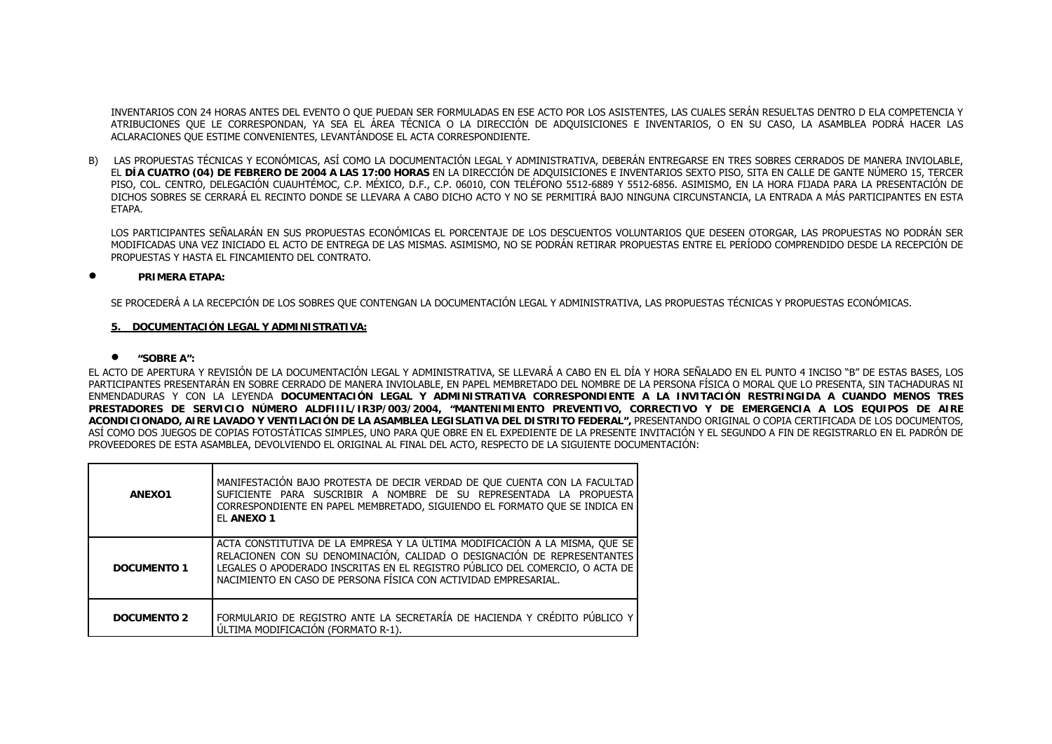INVENTARIOS CON 24 HORAS ANTES DEL EVENTO O QUE PUEDAN SER FORMULADAS EN ESE ACTO POR LOS ASISTENTES, LAS CUALES SERÁN RESUELTAS DENTRO D ELA COMPETENCIA Y ATRIBUCIONES QUE LE CORRESPONDAN, YA SEA EL ÁREA TÉCNICA O LA DIRECCIÓN DE ADQUISICIONES E INVENTARIOS, O EN SU CASO, LA ASAMBLEA PODRÁ HACER LAS ACLARACIONES QUE ESTIME CONVENIENTES, LEVANTÁNDOSE EL ACTA CORRESPONDIENTE.

B) LAS PROPUESTAS TÉCNICAS Y ECONÓMICAS, ASÍ COMO LA DOCUMENTACIÓN LEGAL Y ADMINISTRATIVA, DEBERÁN ENTREGARSE EN TRES SOBRES CERRADOS DE MANERA INVIOLABLE, EL **DÍA CUATRO (04) DE FEBRERO DE 2004 A LAS 17:00 HORAS** EN LA DIRECCIÓN DE ADQUISICIONES E INVENTARIOS SEXTO PISO, SITA EN CALLE DE GANTE NÚMERO 15, TERCER PISO, COL. CENTRO, DELEGACIÓN CUAUHTÉMOC, C.P. MÉXICO, D.F., C.P. 06010, CON TELÉFONO 5512-6889 Y 5512-6856. ASIMISMO, EN LA HORA FIJADA PARA LA PRESENTACIÓN DE DICHOS SOBRES SE CERRARÁ EL RECINTO DONDE SE LLEVARA A CABO DICHO ACTO Y NO SE PERMITIRÁ BAJO NINGUNA CIRCUNSTANCIA, LA ENTRADA A MÁS PARTICIPANTES EN ESTA ETAPA.

LOS PARTICIPANTES SEÑALARÁN EN SUS PROPUESTAS ECONÓMICAS EL PORCENTAJE DE LOS DESCUENTOS VOLUNTARIOS QUE DESEEN OTORGAR, LAS PROPUESTAS NO PODRÁN SER MODIFICADAS UNA VEZ INICIADO EL ACTO DE ENTREGA DE LAS MISMAS. ASIMISMO, NO SE PODRÁN RETIRAR PROPUESTAS ENTRE EL PERÍODO COMPRENDIDO DESDE LA RECEPCIÓN DE PROPUESTAS Y HASTA EL FINCAMIENTO DEL CONTRATO.

- **PRIMERA ETAPA:**

SE PROCEDERÁ A LA RECEPCIÓN DE LOS SOBRES QUE CONTENGAN LA DOCUMENTACIÓN LEGAL Y ADMINISTRATIVA, LAS PROPUESTAS TÉCNICAS Y PROPUESTAS ECONÓMICAS.

**5. DOCUMENTACIÓN LEGAL Y ADMINISTRATIVA:**

- **"SOBRE A":**

EL ACTO DE APERTURA Y REVISIÓN DE LA DOCUMENTACIÓN LEGAL Y ADMINISTRATIVA, SE LLEVARÁ A CABO EN EL DÍA Y HORA SEÑALADO EN EL PUNTO 4 INCISO "B" DE ESTAS BASES, LOS PARTICIPANTES PRESENTARÁN EN SOBRE CERRADO DE MANERA INVIOLABLE, EN PAPEL MEMBRETADO DEL NOMBRE DE LA PERSONA FÍSICA O MORAL QUE LO PRESENTA, SIN TACHADURAS NI ENMENDADURAS Y CON LA LEYENDA **DOCUMENTACIÓN LEGAL Y ADMINISTRATIVA CORRESPONDIENTE A LA INVITACIÓN RESTRINGIDA A CUANDO MENOS TRES PRESTADORES DE SERVICIO NÚMERO ALDFIIIL/IR3P/003/2004, "MANTENIMIENTO PREVENTIVO, CORRECTIVO Y DE EMERGENCIA A LOS EQUIPOS DE AIRE ACONDICIONADO, AIRE LAVADO Y VENTILACIÓN DE LA ASAMBLEA LEGISLATIVA DEL DISTRITO FEDERAL",** PRESENTANDO ORIGINAL O COPIA CERTIFICADA DE LOS DOCUMENTOS, ASÍ COMO DOS JUEGOS DE COPIAS FOTOSTÁTICAS SIMPLES, UNO PARA QUE OBRE EN EL EXPEDIENTE DE LA PRESENTE INVITACIÓN Y EL SEGUNDO A FIN DE REGISTRARLO EN EL PADRÓN DE PROVEEDORES DE ESTA ASAMBLEA, DEVOLVIENDO EL ORIGINAL AL FINAL DEL ACTO, RESPECTO DE LA SIGUIENTE DOCUMENTACIÓN:

| | |
|---|---|
| **ANEXO1** | MANIFESTACIÓN BAJO PROTESTA DE DECIR VERDAD DE QUE CUENTA CON LA FACULTAD SUFICIENTE PARA SUSCRIBIR A NOMBRE DE SU REPRESENTADA LA PROPUESTA CORRESPONDIENTE EN PAPEL MEMBRETADO, SIGUIENDO EL FORMATO QUE SE INDICA EN EL **ANEXO 1** |
| **DOCUMENTO 1** | ACTA CONSTITUTIVA DE LA EMPRESA Y LA ÚLTIMA MODIFICACIÓN A LA MISMA, QUE SE RELACIONEN CON SU DENOMINACIÓN, CALIDAD O DESIGNACIÓN DE REPRESENTANTES LEGALES O APODERADO INSCRITAS EN EL REGISTRO PÚBLICO DEL COMERCIO, O ACTA DE NACIMIENTO EN CASO DE PERSONA FÍSICA CON ACTIVIDAD EMPRESARIAL. |
| **DOCUMENTO 2** | FORMULARIO DE REGISTRO ANTE LA SECRETARÍA DE HACIENDA Y CRÉDITO PÚBLICO Y ÚLTIMA MODIFICACIÓN (FORMATO R-1). |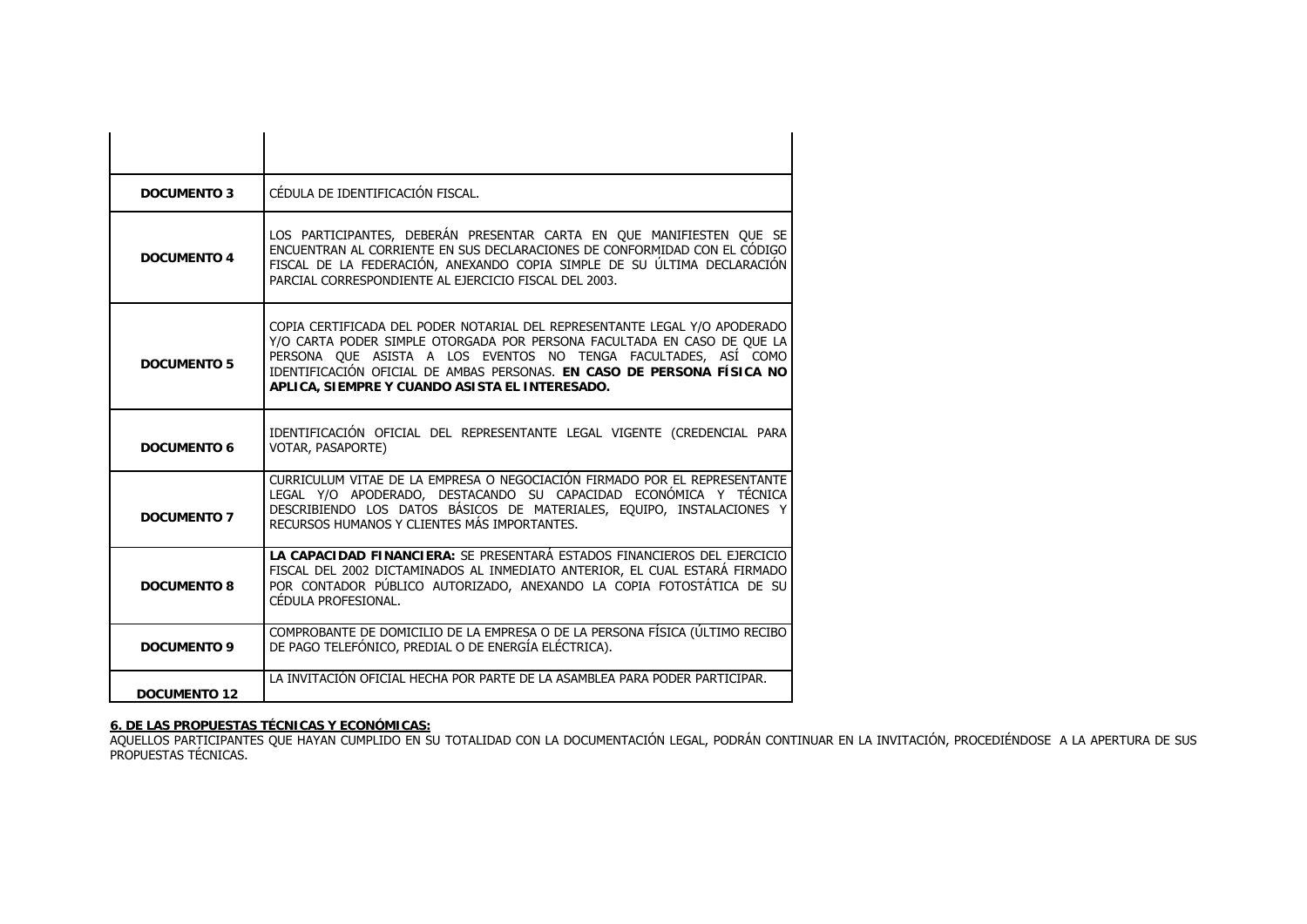| | |
|---|---|
| | |
| **DOCUMENTO 3** | CÉDULA DE IDENTIFICACIÓN FISCAL. |
| **DOCUMENTO 4** | LOS PARTICIPANTES, DEBERÁN PRESENTAR CARTA EN QUE MANIFIESTEN QUE SE ENCUENTRAN AL CORRIENTE EN SUS DECLARACIONES DE CONFORMIDAD CON EL CÓDIGO FISCAL DE LA FEDERACIÓN, ANEXANDO COPIA SIMPLE DE SU ÚLTIMA DECLARACIÓN PARCIAL CORRESPONDIENTE AL EJERCICIO FISCAL DEL 2003. |
| **DOCUMENTO 5** | COPIA CERTIFICADA DEL PODER NOTARIAL DEL REPRESENTANTE LEGAL Y/O APODERADO Y/O CARTA PODER SIMPLE OTORGADA POR PERSONA FACULTADA EN CASO DE QUE LA PERSONA QUE ASISTA A LOS EVENTOS NO TENGA FACULTADES, ASÍ COMO IDENTIFICACIÓN OFICIAL DE AMBAS PERSONAS. **EN CASO DE PERSONA FÍSICA NO APLICA, SIEMPRE Y CUANDO ASISTA EL INTERESADO.** |
| **DOCUMENTO 6** | IDENTIFICACIÓN OFICIAL DEL REPRESENTANTE LEGAL VIGENTE (CREDENCIAL PARA VOTAR, PASAPORTE) |
| **DOCUMENTO 7** | CURRICULUM VITAE DE LA EMPRESA O NEGOCIACIÓN FIRMADO POR EL REPRESENTANTE LEGAL Y/O APODERADO, DESTACANDO SU CAPACIDAD ECONÓMICA Y TÉCNICA DESCRIBIENDO LOS DATOS BÁSICOS DE MATERIALES, EQUIPO, INSTALACIONES Y RECURSOS HUMANOS Y CLIENTES MÁS IMPORTANTES. |
| **DOCUMENTO 8** | **LA CAPACIDAD FINANCIERA:** SE PRESENTARÁ ESTADOS FINANCIEROS DEL EJERCICIO FISCAL DEL 2002 DICTAMINADOS AL INMEDIATO ANTERIOR, EL CUAL ESTARÁ FIRMADO POR CONTADOR PÚBLICO AUTORIZADO, ANEXANDO LA COPIA FOTOSTÁTICA DE SU CÉDULA PROFESIONAL. |
| **DOCUMENTO 9** | COMPROBANTE DE DOMICILIO DE LA EMPRESA O DE LA PERSONA FÍSICA (ÚLTIMO RECIBO DE PAGO TELEFÓNICO, PREDIAL O DE ENERGÍA ELÉCTRICA). |
| **DOCUMENTO 12** | LA INVITACIÓN OFICIAL HECHA POR PARTE DE LA ASAMBLEA PARA PODER PARTICIPAR. |

**6. DE LAS PROPUESTAS TÉCNICAS Y ECONÓMICAS:**

AQUELLOS PARTICIPANTES QUE HAYAN CUMPLIDO EN SU TOTALIDAD CON LA DOCUMENTACIÓN LEGAL, PODRÁN CONTINUAR EN LA INVITACIÓN, PROCEDIÉNDOSE A LA APERTURA DE SUS PROPUESTAS TÉCNICAS.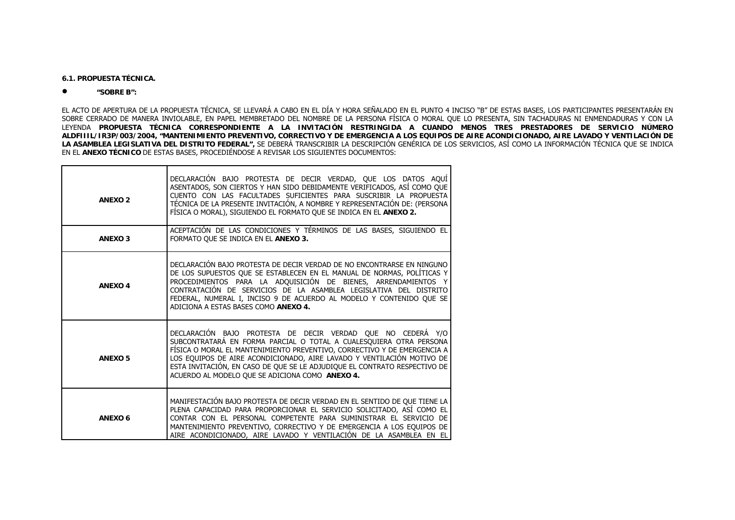**6.1. PROPUESTA TÉCNICA.**

- **"SOBRE B":**

EL ACTO DE APERTURA DE LA PROPUESTA TÉCNICA, SE LLEVARÁ A CABO EN EL DÍA Y HORA SEÑALADO EN EL PUNTO 4 INCISO "B" DE ESTAS BASES, LOS PARTICIPANTES PRESENTARÁN EN SOBRE CERRADO DE MANERA INVIOLABLE, EN PAPEL MEMBRETADO DEL NOMBRE DE LA PERSONA FÍSICA O MORAL QUE LO PRESENTA, SIN TACHADURAS NI ENMENDADURAS Y CON LA LEYENDA **PROPUESTA TÉCNICA CORRESPONDIENTE A LA INVITACIÓN RESTRINGIDA A CUANDO MENOS TRES PRESTADORES DE SERVICIO NÚMERO ALDFIIIL/IR3P/003/2004, "MANTENIMIENTO PREVENTIVO, CORRECTIVO Y DE EMERGENCIA A LOS EQUIPOS DE AIRE ACONDICIONADO, AIRE LAVADO Y VENTILACIÓN DE LA ASAMBLEA LEGISLATIVA DEL DISTRITO FEDERAL",** SE DEBERÁ TRANSCRIBIR LA DESCRIPCIÓN GENÉRICA DE LOS SERVICIOS, ASÍ COMO LA INFORMACIÓN TÉCNICA QUE SE INDICA EN EL **ANEXO TÉCNICO** DE ESTAS BASES, PROCEDIÉNDOSE A REVISAR LOS SIGUIENTES DOCUMENTOS:

| | |
|---|---|
| **ANEXO 2** | DECLARACIÓN BAJO PROTESTA DE DECIR VERDAD, QUE LOS DATOS AQUÍ ASENTADOS, SON CIERTOS Y HAN SIDO DEBIDAMENTE VERIFICADOS, ASÍ COMO QUE CUENTO CON LAS FACULTADES SUFICIENTES PARA SUSCRIBIR LA PROPUESTA TÉCNICA DE LA PRESENTE INVITACIÓN, A NOMBRE Y REPRESENTACIÓN DE: (PERSONA FÍSICA O MORAL), SIGUIENDO EL FORMATO QUE SE INDICA EN EL **ANEXO 2.** |
| **ANEXO 3** | ACEPTACIÓN DE LAS CONDICIONES Y TÉRMINOS DE LAS BASES, SIGUIENDO EL FORMATO QUE SE INDICA EN EL **ANEXO 3.** |
| **ANEXO 4** | DECLARACIÓN BAJO PROTESTA DE DECIR VERDAD DE NO ENCONTRARSE EN NINGUNO DE LOS SUPUESTOS QUE SE ESTABLECEN EN EL MANUAL DE NORMAS, POLÍTICAS Y PROCEDIMIENTOS PARA LA ADQUISICIÓN DE BIENES, ARRENDAMIENTOS Y CONTRATACIÓN DE SERVICIOS DE LA ASAMBLEA LEGISLATIVA DEL DISTRITO FEDERAL, NUMERAL I, INCISO 9 DE ACUERDO AL MODELO Y CONTENIDO QUE SE ADICIONA A ESTAS BASES COMO **ANEXO 4.** |
| **ANEXO 5** | DECLARACIÓN BAJO PROTESTA DE DECIR VERDAD QUE NO CEDERÁ Y/O SUBCONTRATARÁ EN FORMA PARCIAL O TOTAL A CUALESQUIERA OTRA PERSONA FÍSICA O MORAL EL MANTENIMIENTO PREVENTIVO, CORRECTIVO Y DE EMERGENCIA A LOS EQUIPOS DE AIRE ACONDICIONADO, AIRE LAVADO Y VENTILACIÓN MOTIVO DE ESTA INVITACIÓN, EN CASO DE QUE SE LE ADJUDIQUE EL CONTRATO RESPECTIVO DE ACUERDO AL MODELO QUE SE ADICIONA COMO **ANEXO 4.** |
| **ANEXO 6** | MANIFESTACIÓN BAJO PROTESTA DE DECIR VERDAD EN EL SENTIDO DE QUE TIENE LA PLENA CAPACIDAD PARA PROPORCIONAR EL SERVICIO SOLICITADO, ASÍ COMO EL CONTAR CON EL PERSONAL COMPETENTE PARA SUMINISTRAR EL SERVICIO DE MANTENIMIENTO PREVENTIVO, CORRECTIVO Y DE EMERGENCIA A LOS EQUIPOS DE AIRE ACONDICIONADO, AIRE LAVADO Y VENTILACIÓN DE LA ASAMBLEA EN EL |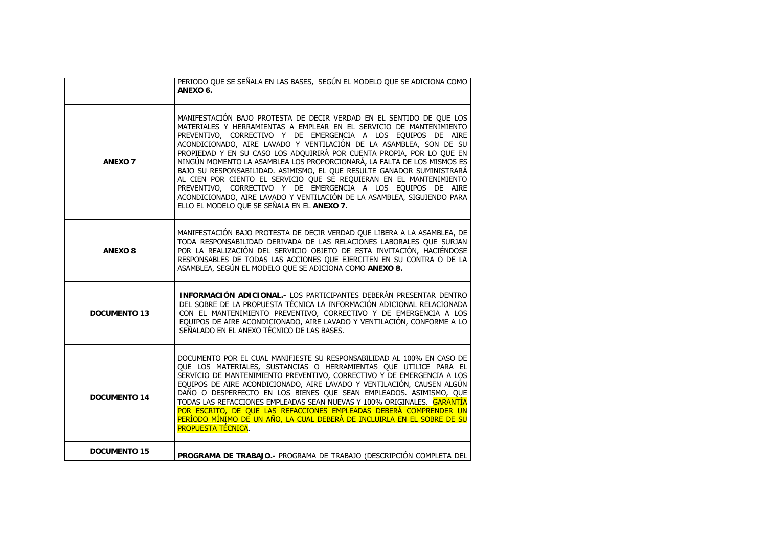| | |
|---|---|
| | PERIODO QUE SE SEÑALA EN LAS BASES, SEGÚN EL MODELO QUE SE ADICIONA COMO **ANEXO 6.** |
| **ANEXO 7** | MANIFESTACIÓN BAJO PROTESTA DE DECIR VERDAD EN EL SENTIDO DE QUE LOS MATERIALES Y HERRAMIENTAS A EMPLEAR EN EL SERVICIO DE MANTENIMIENTO PREVENTIVO, CORRECTIVO Y DE EMERGENCIA A LOS EQUIPOS DE AIRE ACONDICIONADO, AIRE LAVADO Y VENTILACIÓN DE LA ASAMBLEA, SON DE SU PROPIEDAD Y EN SU CASO LOS ADQUIRIRÁ POR CUENTA PROPIA, POR LO QUE EN NINGÚN MOMENTO LA ASAMBLEA LOS PROPORCIONARÁ, LA FALTA DE LOS MISMOS ES BAJO SU RESPONSABILIDAD. ASIMISMO, EL QUE RESULTE GANADOR SUMINISTRARÁ AL CIEN POR CIENTO EL SERVICIO QUE SE REQUIERAN EN EL MANTENIMIENTO PREVENTIVO, CORRECTIVO Y DE EMERGENCIA A LOS EQUIPOS DE AIRE ACONDICIONADO, AIRE LAVADO Y VENTILACIÓN DE LA ASAMBLEA, SIGUIENDO PARA ELLO EL MODELO QUE SE SEÑALA EN EL **ANEXO 7.** |
| **ANEXO 8** | MANIFESTACIÓN BAJO PROTESTA DE DECIR VERDAD QUE LIBERA A LA ASAMBLEA, DE TODA RESPONSABILIDAD DERIVADA DE LAS RELACIONES LABORALES QUE SURJAN POR LA REALIZACIÓN DEL SERVICIO OBJETO DE ESTA INVITACIÓN, HACIÉNDOSE RESPONSABLES DE TODAS LAS ACCIONES QUE EJERCITEN EN SU CONTRA O DE LA ASAMBLEA, SEGÚN EL MODELO QUE SE ADICIONA COMO **ANEXO 8.** |
| **DOCUMENTO 13** | **INFORMACIÓN ADICIONAL.-** LOS PARTICIPANTES DEBERÁN PRESENTAR DENTRO DEL SOBRE DE LA PROPUESTA TÉCNICA LA INFORMACIÓN ADICIONAL RELACIONADA CON EL MANTENIMIENTO PREVENTIVO, CORRECTIVO Y DE EMERGENCIA A LOS EQUIPOS DE AIRE ACONDICIONADO, AIRE LAVADO Y VENTILACIÓN, CONFORME A LO SEÑALADO EN EL ANEXO TÉCNICO DE LAS BASES. |
| **DOCUMENTO 14** | DOCUMENTO POR EL CUAL MANIFIESTE SU RESPONSABILIDAD AL 100% EN CASO DE QUE LOS MATERIALES, SUSTANCIAS O HERRAMIENTAS QUE UTILICE PARA EL SERVICIO DE MANTENIMIENTO PREVENTIVO, CORRECTIVO Y DE EMERGENCIA A LOS EQUIPOS DE AIRE ACONDICIONADO, AIRE LAVADO Y VENTILACIÓN, CAUSEN ALGÚN DAÑO O DESPERFECTO EN LOS BIENES QUE SEAN EMPLEADOS. ASIMISMO, QUE TODAS LAS REFACCIONES EMPLEADAS SEAN NUEVAS Y 100% ORIGINALES. GARANTÍA POR ESCRITO, DE QUE LAS REFACCIONES EMPLEADAS DEBERÁ COMPRENDER UN PERÍODO MÍNIMO DE UN AÑO, LA CUAL DEBERÁ DE INCLUIRLA EN EL SOBRE DE SU PROPUESTA TÉCNICA. |
| **DOCUMENTO 15** | **PROGRAMA DE TRABAJO.-** PROGRAMA DE TRABAJO (DESCRIPCIÓN COMPLETA DEL |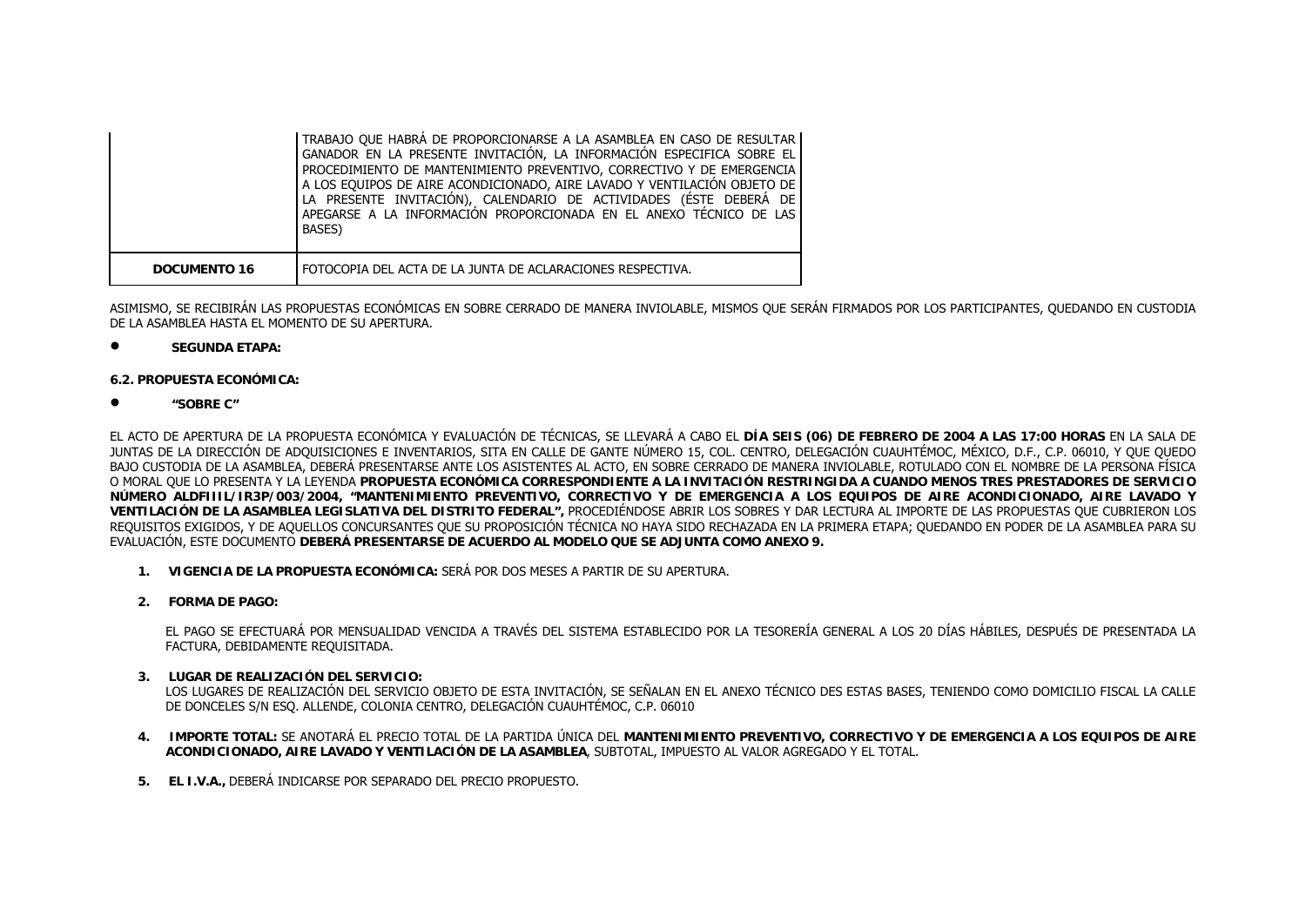| | |
|---|---|
| | TRABAJO QUE HABRÁ DE PROPORCIONARSE A LA ASAMBLEA EN CASO DE RESULTAR GANADOR EN LA PRESENTE INVITACIÓN, LA INFORMACIÓN ESPECIFICA SOBRE EL PROCEDIMIENTO DE MANTENIMIENTO PREVENTIVO, CORRECTIVO Y DE EMERGENCIA A LOS EQUIPOS DE AIRE ACONDICIONADO, AIRE LAVADO Y VENTILACIÓN OBJETO DE LA PRESENTE INVITACIÓN), CALENDARIO DE ACTIVIDADES (ÉSTE DEBERÁ DE APEGARSE A LA INFORMACIÓN PROPORCIONADA EN EL ANEXO TÉCNICO DE LAS BASES) |
| **DOCUMENTO 16** | FOTOCOPIA DEL ACTA DE LA JUNTA DE ACLARACIONES RESPECTIVA. |

ASIMISMO, SE RECIBIRÁN LAS PROPUESTAS ECONÓMICAS EN SOBRE CERRADO DE MANERA INVIOLABLE, MISMOS QUE SERÁN FIRMADOS POR LOS PARTICIPANTES, QUEDANDO EN CUSTODIA DE LA ASAMBLEA HASTA EL MOMENTO DE SU APERTURA.

- **SEGUNDA ETAPA:**

**6.2. PROPUESTA ECONÓMICA:**

- **"SOBRE C"**

EL ACTO DE APERTURA DE LA PROPUESTA ECONÓMICA Y EVALUACIÓN DE TÉCNICAS, SE LLEVARÁ A CABO EL **DÍA SEIS (06) DE FEBRERO DE 2004 A LAS 17:00 HORAS** EN LA SALA DE JUNTAS DE LA DIRECCIÓN DE ADQUISICIONES E INVENTARIOS, SITA EN CALLE DE GANTE NÚMERO 15, COL. CENTRO, DELEGACIÓN CUAUHTÉMOC, MÉXICO, D.F., C.P. 06010, Y QUE QUEDO BAJO CUSTODIA DE LA ASAMBLEA, DEBERÁ PRESENTARSE ANTE LOS ASISTENTES AL ACTO, EN SOBRE CERRADO DE MANERA INVIOLABLE, ROTULADO CON EL NOMBRE DE LA PERSONA FÍSICA O MORAL QUE LO PRESENTA Y LA LEYENDA **PROPUESTA ECONÓMICA CORRESPONDIENTE A LA INVITACIÓN RESTRINGIDA A CUANDO MENOS TRES PRESTADORES DE SERVICIO NÚMERO ALDFIIIL/IR3P/003/2004, "MANTENIMIENTO PREVENTIVO, CORRECTIVO Y DE EMERGENCIA A LOS EQUIPOS DE AIRE ACONDICIONADO, AIRE LAVADO Y VENTILACIÓN DE LA ASAMBLEA LEGISLATIVA DEL DISTRITO FEDERAL",** PROCEDIÉNDOSE ABRIR LOS SOBRES Y DAR LECTURA AL IMPORTE DE LAS PROPUESTAS QUE CUBRIERON LOS REQUISITOS EXIGIDOS, Y DE AQUELLOS CONCURSANTES QUE SU PROPOSICIÓN TÉCNICA NO HAYA SIDO RECHAZADA EN LA PRIMERA ETAPA; QUEDANDO EN PODER DE LA ASAMBLEA PARA SU EVALUACIÓN, ESTE DOCUMENTO **DEBERÁ PRESENTARSE DE ACUERDO AL MODELO QUE SE ADJUNTA COMO ANEXO 9.**

1. **VIGENCIA DE LA PROPUESTA ECONÓMICA:** SERÁ POR DOS MESES A PARTIR DE SU APERTURA.

2. **FORMA DE PAGO:**

   EL PAGO SE EFECTUARÁ POR MENSUALIDAD VENCIDA A TRAVÉS DEL SISTEMA ESTABLECIDO POR LA TESORERÍA GENERAL A LOS 20 DÍAS HÁBILES, DESPUÉS DE PRESENTADA LA FACTURA, DEBIDAMENTE REQUISITADA.

3. **LUGAR DE REALIZACIÓN DEL SERVICIO:**
   LOS LUGARES DE REALIZACIÓN DEL SERVICIO OBJETO DE ESTA INVITACIÓN, SE SEÑALAN EN EL ANEXO TÉCNICO DES ESTAS BASES, TENIENDO COMO DOMICILIO FISCAL LA CALLE DE DONCELES S/N ESQ. ALLENDE, COLONIA CENTRO, DELEGACIÓN CUAUHTÉMOC, C.P. 06010

4. **IMPORTE TOTAL:** SE ANOTARÁ EL PRECIO TOTAL DE LA PARTIDA ÚNICA DEL **MANTENIMIENTO PREVENTIVO, CORRECTIVO Y DE EMERGENCIA A LOS EQUIPOS DE AIRE ACONDICIONADO, AIRE LAVADO Y VENTILACIÓN DE LA ASAMBLEA**, SUBTOTAL, IMPUESTO AL VALOR AGREGADO Y EL TOTAL.

5. **EL I.V.A.,** DEBERÁ INDICARSE POR SEPARADO DEL PRECIO PROPUESTO.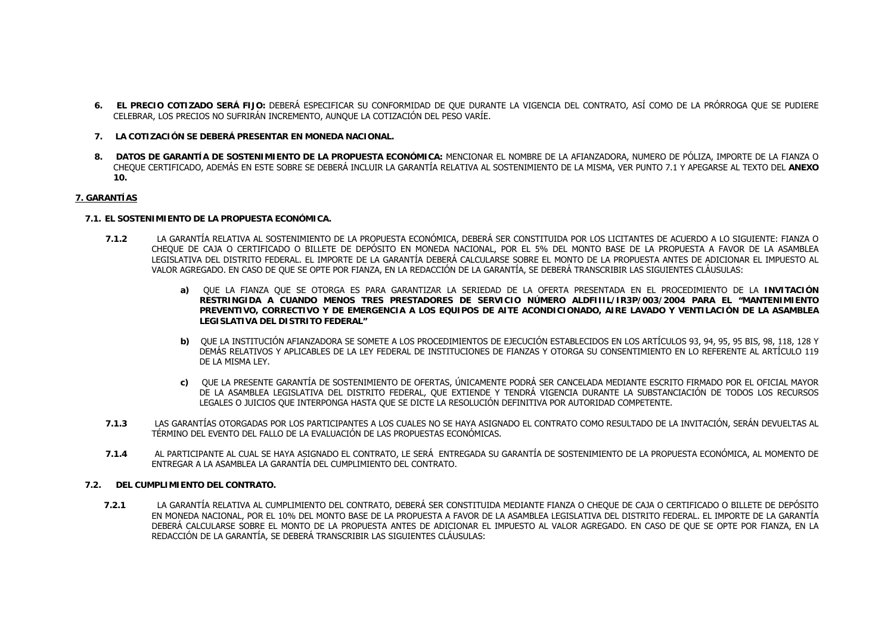6. **EL PRECIO COTIZADO SERÁ FIJO:** DEBERÁ ESPECIFICAR SU CONFORMIDAD DE QUE DURANTE LA VIGENCIA DEL CONTRATO, ASÍ COMO DE LA PRÓRROGA QUE SE PUDIERE CELEBRAR, LOS PRECIOS NO SUFRIRÁN INCREMENTO, AUNQUE LA COTIZACIÓN DEL PESO VARÍE.

7. **LA COTIZACIÓN SE DEBERÁ PRESENTAR EN MONEDA NACIONAL.**

8. **DATOS DE GARANTÍA DE SOSTENIMIENTO DE LA PROPUESTA ECONÓMICA:** MENCIONAR EL NOMBRE DE LA AFIANZADORA, NUMERO DE PÓLIZA, IMPORTE DE LA FIANZA O CHEQUE CERTIFICADO, ADEMÁS EN ESTE SOBRE SE DEBERÁ INCLUIR LA GARANTÍA RELATIVA AL SOSTENIMIENTO DE LA MISMA, VER PUNTO 7.1 Y APEGARSE AL TEXTO DEL **ANEXO 10.**

## 7. GARANTÍAS

### 7.1. EL SOSTENIMIENTO DE LA PROPUESTA ECONÓMICA.

**7.1.2** LA GARANTÍA RELATIVA AL SOSTENIMIENTO DE LA PROPUESTA ECONÓMICA, DEBERÁ SER CONSTITUIDA POR LOS LICITANTES DE ACUERDO A LO SIGUIENTE: FIANZA O CHEQUE DE CAJA O CERTIFICADO O BILLETE DE DEPÓSITO EN MONEDA NACIONAL, POR EL 5% DEL MONTO BASE DE LA PROPUESTA A FAVOR DE LA ASAMBLEA LEGISLATIVA DEL DISTRITO FEDERAL. EL IMPORTE DE LA GARANTÍA DEBERÁ CALCULARSE SOBRE EL MONTO DE LA PROPUESTA ANTES DE ADICIONAR EL IMPUESTO AL VALOR AGREGADO. EN CASO DE QUE SE OPTE POR FIANZA, EN LA REDACCIÓN DE LA GARANTÍA, SE DEBERÁ TRANSCRIBIR LAS SIGUIENTES CLÁUSULAS:

**a)** QUE LA FIANZA QUE SE OTORGA ES PARA GARANTIZAR LA SERIEDAD DE LA OFERTA PRESENTADA EN EL PROCEDIMIENTO DE LA **INVITACIÓN RESTRINGIDA A CUANDO MENOS TRES PRESTADORES DE SERVICIO NÚMERO ALDFIIIL/IR3P/003/2004 PARA EL "MANTENIMIENTO PREVENTIVO, CORRECTIVO Y DE EMERGENCIA A LOS EQUIPOS DE AITE ACONDICIONADO, AIRE LAVADO Y VENTILACIÓN DE LA ASAMBLEA LEGISLATIVA DEL DISTRITO FEDERAL"**

**b)** QUE LA INSTITUCIÓN AFIANZADORA SE SOMETE A LOS PROCEDIMIENTOS DE EJECUCIÓN ESTABLECIDOS EN LOS ARTÍCULOS 93, 94, 95, 95 BIS, 98, 118, 128 Y DEMÁS RELATIVOS Y APLICABLES DE LA LEY FEDERAL DE INSTITUCIONES DE FIANZAS Y OTORGA SU CONSENTIMIENTO EN LO REFERENTE AL ARTÍCULO 119 DE LA MISMA LEY.

**c)** QUE LA PRESENTE GARANTÍA DE SOSTENIMIENTO DE OFERTAS, ÚNICAMENTE PODRÁ SER CANCELADA MEDIANTE ESCRITO FIRMADO POR EL OFICIAL MAYOR DE LA ASAMBLEA LEGISLATIVA DEL DISTRITO FEDERAL, QUE EXTIENDE Y TENDRÁ VIGENCIA DURANTE LA SUBSTANCIACIÓN DE TODOS LOS RECURSOS LEGALES O JUICIOS QUE INTERPONGA HASTA QUE SE DICTE LA RESOLUCIÓN DEFINITIVA POR AUTORIDAD COMPETENTE.

**7.1.3** LAS GARANTÍAS OTORGADAS POR LOS PARTICIPANTES A LOS CUALES NO SE HAYA ASIGNADO EL CONTRATO COMO RESULTADO DE LA INVITACIÓN, SERÁN DEVUELTAS AL TÉRMINO DEL EVENTO DEL FALLO DE LA EVALUACIÓN DE LAS PROPUESTAS ECONÓMICAS.

**7.1.4** AL PARTICIPANTE AL CUAL SE HAYA ASIGNADO EL CONTRATO, LE SERÁ ENTREGADA SU GARANTÍA DE SOSTENIMIENTO DE LA PROPUESTA ECONÓMICA, AL MOMENTO DE ENTREGAR A LA ASAMBLEA LA GARANTÍA DEL CUMPLIMIENTO DEL CONTRATO.

### 7.2. DEL CUMPLIMIENTO DEL CONTRATO.

**7.2.1** LA GARANTÍA RELATIVA AL CUMPLIMIENTO DEL CONTRATO, DEBERÁ SER CONSTITUIDA MEDIANTE FIANZA O CHEQUE DE CAJA O CERTIFICADO O BILLETE DE DEPÓSITO EN MONEDA NACIONAL, POR EL 10% DEL MONTO BASE DE LA PROPUESTA A FAVOR DE LA ASAMBLEA LEGISLATIVA DEL DISTRITO FEDERAL. EL IMPORTE DE LA GARANTÍA DEBERÁ CALCULARSE SOBRE EL MONTO DE LA PROPUESTA ANTES DE ADICIONAR EL IMPUESTO AL VALOR AGREGADO. EN CASO DE QUE SE OPTE POR FIANZA, EN LA REDACCIÓN DE LA GARANTÍA, SE DEBERÁ TRANSCRIBIR LAS SIGUIENTES CLÁUSULAS: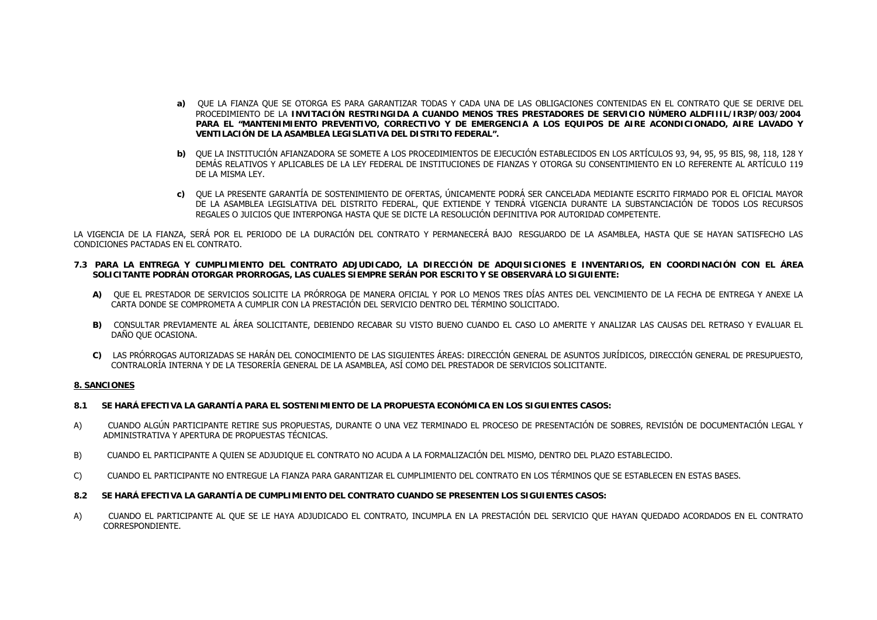**a)** QUE LA FIANZA QUE SE OTORGA ES PARA GARANTIZAR TODAS Y CADA UNA DE LAS OBLIGACIONES CONTENIDAS EN EL CONTRATO QUE SE DERIVE DEL PROCEDIMIENTO DE LA **INVITACIÓN RESTRINGIDA A CUANDO MENOS TRES PRESTADORES DE SERVICIO NÚMERO ALDFIIIL/IR3P/003/2004 PARA EL "MANTENIMIENTO PREVENTIVO, CORRECTIVO Y DE EMERGENCIA A LOS EQUIPOS DE AIRE ACONDICIONADO, AIRE LAVADO Y VENTILACIÓN DE LA ASAMBLEA LEGISLATIVA DEL DISTRITO FEDERAL".**

**b)** QUE LA INSTITUCIÓN AFIANZADORA SE SOMETE A LOS PROCEDIMIENTOS DE EJECUCIÓN ESTABLECIDOS EN LOS ARTÍCULOS 93, 94, 95, 95 BIS, 98, 118, 128 Y DEMÁS RELATIVOS Y APLICABLES DE LA LEY FEDERAL DE INSTITUCIONES DE FIANZAS Y OTORGA SU CONSENTIMIENTO EN LO REFERENTE AL ARTÍCULO 119 DE LA MISMA LEY.

**c)** QUE LA PRESENTE GARANTÍA DE SOSTENIMIENTO DE OFERTAS, ÚNICAMENTE PODRÁ SER CANCELADA MEDIANTE ESCRITO FIRMADO POR EL OFICIAL MAYOR DE LA ASAMBLEA LEGISLATIVA DEL DISTRITO FEDERAL, QUE EXTIENDE Y TENDRÁ VIGENCIA DURANTE LA SUBSTANCIACIÓN DE TODOS LOS RECURSOS REGALES O JUICIOS QUE INTERPONGA HASTA QUE SE DICTE LA RESOLUCIÓN DEFINITIVA POR AUTORIDAD COMPETENTE.

LA VIGENCIA DE LA FIANZA, SERÁ POR EL PERIODO DE LA DURACIÓN DEL CONTRATO Y PERMANECERÁ BAJO RESGUARDO DE LA ASAMBLEA, HASTA QUE SE HAYAN SATISFECHO LAS CONDICIONES PACTADAS EN EL CONTRATO.

**7.3 PARA LA ENTREGA Y CUMPLIMIENTO DEL CONTRATO ADJUDICADO, LA DIRECCIÓN DE ADQUISICIONES E INVENTARIOS, EN COORDINACIÓN CON EL ÁREA SOLICITANTE PODRÁN OTORGAR PRORROGAS, LAS CUALES SIEMPRE SERÁN POR ESCRITO Y SE OBSERVARÁ LO SIGUIENTE:**

**A)** QUE EL PRESTADOR DE SERVICIOS SOLICITE LA PRÓRROGA DE MANERA OFICIAL Y POR LO MENOS TRES DÍAS ANTES DEL VENCIMIENTO DE LA FECHA DE ENTREGA Y ANEXE LA CARTA DONDE SE COMPROMETA A CUMPLIR CON LA PRESTACIÓN DEL SERVICIO DENTRO DEL TÉRMINO SOLICITADO.

**B)** CONSULTAR PREVIAMENTE AL ÁREA SOLICITANTE, DEBIENDO RECABAR SU VISTO BUENO CUANDO EL CASO LO AMERITE Y ANALIZAR LAS CAUSAS DEL RETRASO Y EVALUAR EL DAÑO QUE OCASIONA.

**C)** LAS PRÓRROGAS AUTORIZADAS SE HARÁN DEL CONOCIMIENTO DE LAS SIGUIENTES ÁREAS: DIRECCIÓN GENERAL DE ASUNTOS JURÍDICOS, DIRECCIÓN GENERAL DE PRESUPUESTO, CONTRALORÍA INTERNA Y DE LA TESORERÍA GENERAL DE LA ASAMBLEA, ASÍ COMO DEL PRESTADOR DE SERVICIOS SOLICITANTE.

## 8. SANCIONES

**8.1 SE HARÁ EFECTIVA LA GARANTÍA PARA EL SOSTENIMIENTO DE LA PROPUESTA ECONÓMICA EN LOS SIGUIENTES CASOS:**

A) CUANDO ALGÚN PARTICIPANTE RETIRE SUS PROPUESTAS, DURANTE O UNA VEZ TERMINADO EL PROCESO DE PRESENTACIÓN DE SOBRES, REVISIÓN DE DOCUMENTACIÓN LEGAL Y ADMINISTRATIVA Y APERTURA DE PROPUESTAS TÉCNICAS.

B) CUANDO EL PARTICIPANTE A QUIEN SE ADJUDIQUE EL CONTRATO NO ACUDA A LA FORMALIZACIÓN DEL MISMO, DENTRO DEL PLAZO ESTABLECIDO.

C) CUANDO EL PARTICIPANTE NO ENTREGUE LA FIANZA PARA GARANTIZAR EL CUMPLIMIENTO DEL CONTRATO EN LOS TÉRMINOS QUE SE ESTABLECEN EN ESTAS BASES.

**8.2 SE HARÁ EFECTIVA LA GARANTÍA DE CUMPLIMIENTO DEL CONTRATO CUANDO SE PRESENTEN LOS SIGUIENTES CASOS:**

A) CUANDO EL PARTICIPANTE AL QUE SE LE HAYA ADJUDICADO EL CONTRATO, INCUMPLA EN LA PRESTACIÓN DEL SERVICIO QUE HAYAN QUEDADO ACORDADOS EN EL CONTRATO CORRESPONDIENTE.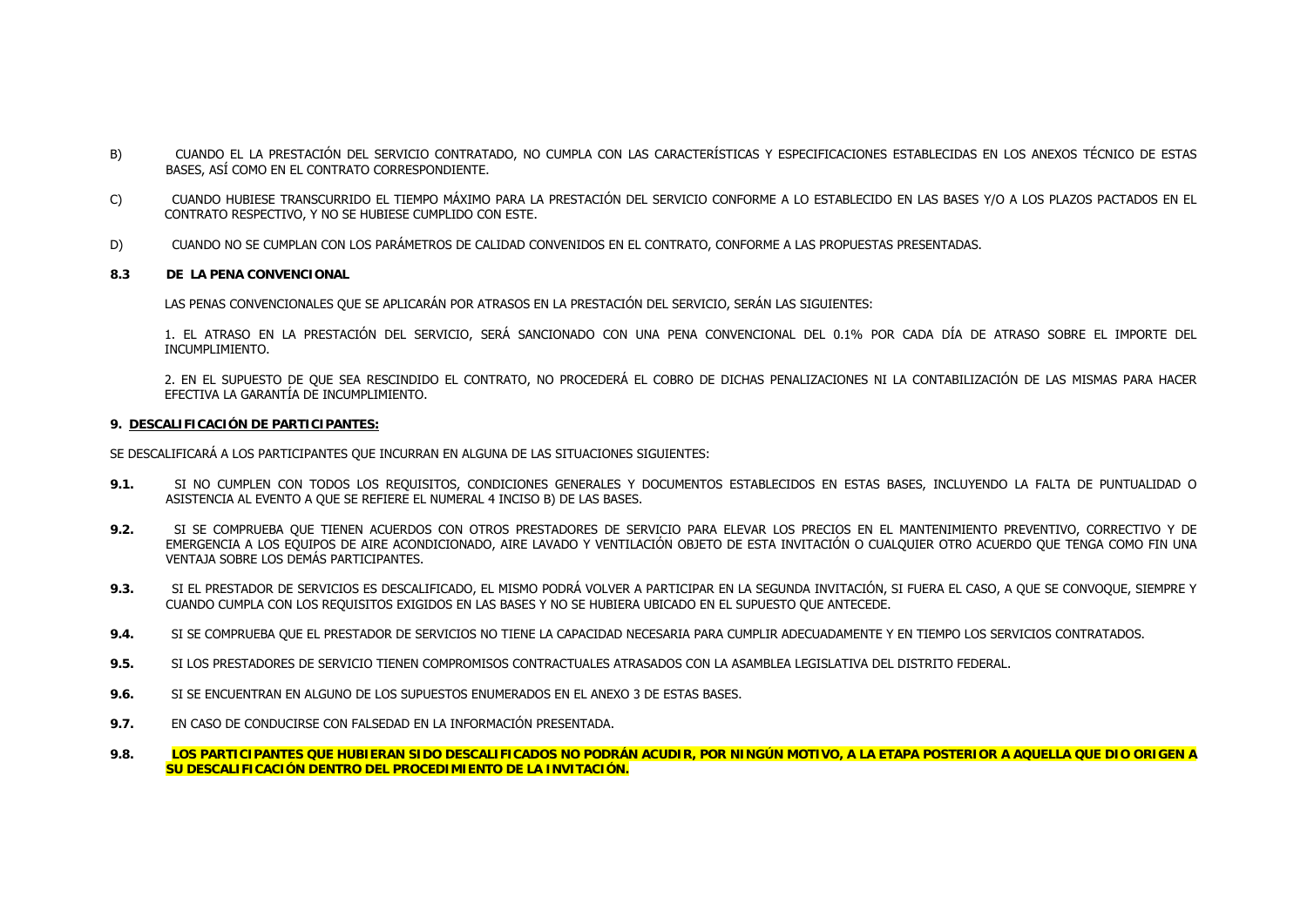B) CUANDO EL LA PRESTACIÓN DEL SERVICIO CONTRATADO, NO CUMPLA CON LAS CARACTERÍSTICAS Y ESPECIFICACIONES ESTABLECIDAS EN LOS ANEXOS TÉCNICO DE ESTAS BASES, ASÍ COMO EN EL CONTRATO CORRESPONDIENTE.

C) CUANDO HUBIESE TRANSCURRIDO EL TIEMPO MÁXIMO PARA LA PRESTACIÓN DEL SERVICIO CONFORME A LO ESTABLECIDO EN LAS BASES Y/O A LOS PLAZOS PACTADOS EN EL CONTRATO RESPECTIVO, Y NO SE HUBIESE CUMPLIDO CON ESTE.

D) CUANDO NO SE CUMPLAN CON LOS PARÁMETROS DE CALIDAD CONVENIDOS EN EL CONTRATO, CONFORME A LAS PROPUESTAS PRESENTADAS.

**8.3 DE LA PENA CONVENCIONAL**

LAS PENAS CONVENCIONALES QUE SE APLICARÁN POR ATRASOS EN LA PRESTACIÓN DEL SERVICIO, SERÁN LAS SIGUIENTES:

1. EL ATRASO EN LA PRESTACIÓN DEL SERVICIO, SERÁ SANCIONADO CON UNA PENA CONVENCIONAL DEL 0.1% POR CADA DÍA DE ATRASO SOBRE EL IMPORTE DEL INCUMPLIMIENTO.

2. EN EL SUPUESTO DE QUE SEA RESCINDIDO EL CONTRATO, NO PROCEDERÁ EL COBRO DE DICHAS PENALIZACIONES NI LA CONTABILIZACIÓN DE LAS MISMAS PARA HACER EFECTIVA LA GARANTÍA DE INCUMPLIMIENTO.

**9. DESCALIFICACIÓN DE PARTICIPANTES:**

SE DESCALIFICARÁ A LOS PARTICIPANTES QUE INCURRAN EN ALGUNA DE LAS SITUACIONES SIGUIENTES:

**9.1.** SI NO CUMPLEN CON TODOS LOS REQUISITOS, CONDICIONES GENERALES Y DOCUMENTOS ESTABLECIDOS EN ESTAS BASES, INCLUYENDO LA FALTA DE PUNTUALIDAD O ASISTENCIA AL EVENTO A QUE SE REFIERE EL NUMERAL 4 INCISO B) DE LAS BASES.

**9.2.** SI SE COMPRUEBA QUE TIENEN ACUERDOS CON OTROS PRESTADORES DE SERVICIO PARA ELEVAR LOS PRECIOS EN EL MANTENIMIENTO PREVENTIVO, CORRECTIVO Y DE EMERGENCIA A LOS EQUIPOS DE AIRE ACONDICIONADO, AIRE LAVADO Y VENTILACIÓN OBJETO DE ESTA INVITACIÓN O CUALQUIER OTRO ACUERDO QUE TENGA COMO FIN UNA VENTAJA SOBRE LOS DEMÁS PARTICIPANTES.

**9.3.** SI EL PRESTADOR DE SERVICIOS ES DESCALIFICADO, EL MISMO PODRÁ VOLVER A PARTICIPAR EN LA SEGUNDA INVITACIÓN, SI FUERA EL CASO, A QUE SE CONVOQUE, SIEMPRE Y CUANDO CUMPLA CON LOS REQUISITOS EXIGIDOS EN LAS BASES Y NO SE HUBIERA UBICADO EN EL SUPUESTO QUE ANTECEDE.

**9.4.** SI SE COMPRUEBA QUE EL PRESTADOR DE SERVICIOS NO TIENE LA CAPACIDAD NECESARIA PARA CUMPLIR ADECUADAMENTE Y EN TIEMPO LOS SERVICIOS CONTRATADOS.

**9.5.** SI LOS PRESTADORES DE SERVICIO TIENEN COMPROMISOS CONTRACTUALES ATRASADOS CON LA ASAMBLEA LEGISLATIVA DEL DISTRITO FEDERAL.

**9.6.** SI SE ENCUENTRAN EN ALGUNO DE LOS SUPUESTOS ENUMERADOS EN EL ANEXO 3 DE ESTAS BASES.

**9.7.** EN CASO DE CONDUCIRSE CON FALSEDAD EN LA INFORMACIÓN PRESENTADA.

**9.8.** **LOS PARTICIPANTES QUE HUBIERAN SIDO DESCALIFICADOS NO PODRÁN ACUDIR, POR NINGÚN MOTIVO, A LA ETAPA POSTERIOR A AQUELLA QUE DIO ORIGEN A SU DESCALIFICACIÓN DENTRO DEL PROCEDIMIENTO DE LA INVITACIÓN.**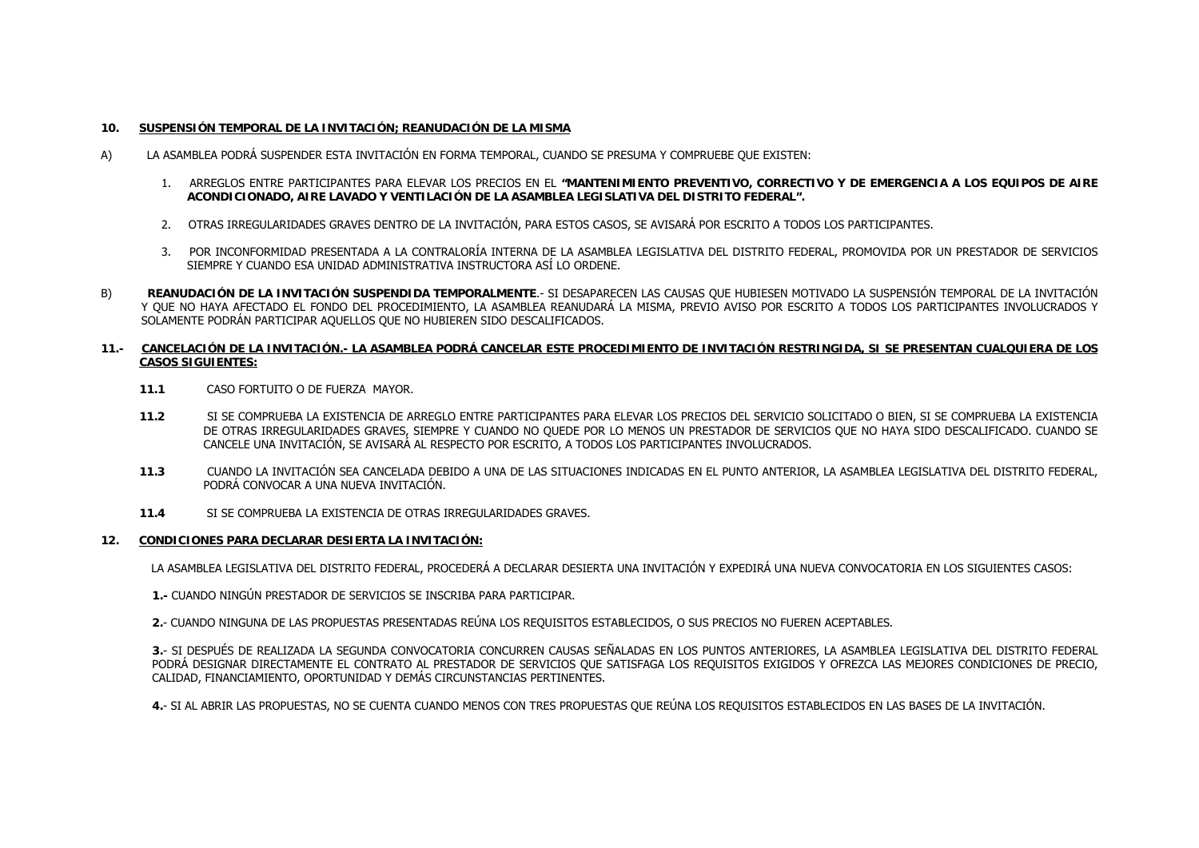**10. <u>SUSPENSIÓN TEMPORAL DE LA INVITACIÓN; REANUDACIÓN DE LA MISMA</u>**

A) LA ASAMBLEA PODRÁ SUSPENDER ESTA INVITACIÓN EN FORMA TEMPORAL, CUANDO SE PRESUMA Y COMPRUEBE QUE EXISTEN:

1. ARREGLOS ENTRE PARTICIPANTES PARA ELEVAR LOS PRECIOS EN EL **"MANTENIMIENTO PREVENTIVO, CORRECTIVO Y DE EMERGENCIA A LOS EQUIPOS DE AIRE ACONDICIONADO, AIRE LAVADO Y VENTILACIÓN DE LA ASAMBLEA LEGISLATIVA DEL DISTRITO FEDERAL".**

2. OTRAS IRREGULARIDADES GRAVES DENTRO DE LA INVITACIÓN, PARA ESTOS CASOS, SE AVISARÁ POR ESCRITO A TODOS LOS PARTICIPANTES.

3. POR INCONFORMIDAD PRESENTADA A LA CONTRALORÍA INTERNA DE LA ASAMBLEA LEGISLATIVA DEL DISTRITO FEDERAL, PROMOVIDA POR UN PRESTADOR DE SERVICIOS SIEMPRE Y CUANDO ESA UNIDAD ADMINISTRATIVA INSTRUCTORA ASÍ LO ORDENE.

B) **REANUDACIÓN DE LA INVITACIÓN SUSPENDIDA TEMPORALMENTE**.- SI DESAPARECEN LAS CAUSAS QUE HUBIESEN MOTIVADO LA SUSPENSIÓN TEMPORAL DE LA INVITACIÓN Y QUE NO HAYA AFECTADO EL FONDO DEL PROCEDIMIENTO, LA ASAMBLEA REANUDARÁ LA MISMA, PREVIO AVISO POR ESCRITO A TODOS LOS PARTICIPANTES INVOLUCRADOS Y SOLAMENTE PODRÁN PARTICIPAR AQUELLOS QUE NO HUBIEREN SIDO DESCALIFICADOS.

**11.- <u>CANCELACIÓN DE LA INVITACIÓN.- LA ASAMBLEA PODRÁ CANCELAR ESTE PROCEDIMIENTO DE INVITACIÓN RESTRINGIDA, SI SE PRESENTAN CUALQUIERA DE LOS CASOS SIGUIENTES:</u>**

**11.1** CASO FORTUITO O DE FUERZA MAYOR.

**11.2** SI SE COMPRUEBA LA EXISTENCIA DE ARREGLO ENTRE PARTICIPANTES PARA ELEVAR LOS PRECIOS DEL SERVICIO SOLICITADO O BIEN, SI SE COMPRUEBA LA EXISTENCIA DE OTRAS IRREGULARIDADES GRAVES, SIEMPRE Y CUANDO NO QUEDE POR LO MENOS UN PRESTADOR DE SERVICIOS QUE NO HAYA SIDO DESCALIFICADO. CUANDO SE CANCELE UNA INVITACIÓN, SE AVISARÁ AL RESPECTO POR ESCRITO, A TODOS LOS PARTICIPANTES INVOLUCRADOS.

**11.3** CUANDO LA INVITACIÓN SEA CANCELADA DEBIDO A UNA DE LAS SITUACIONES INDICADAS EN EL PUNTO ANTERIOR, LA ASAMBLEA LEGISLATIVA DEL DISTRITO FEDERAL, PODRÁ CONVOCAR A UNA NUEVA INVITACIÓN.

**11.4** SI SE COMPRUEBA LA EXISTENCIA DE OTRAS IRREGULARIDADES GRAVES.

**12. <u>CONDICIONES PARA DECLARAR DESIERTA LA INVITACIÓN:</u>**

LA ASAMBLEA LEGISLATIVA DEL DISTRITO FEDERAL, PROCEDERÁ A DECLARAR DESIERTA UNA INVITACIÓN Y EXPEDIRÁ UNA NUEVA CONVOCATORIA EN LOS SIGUIENTES CASOS:

**1.-** CUANDO NINGÚN PRESTADOR DE SERVICIOS SE INSCRIBA PARA PARTICIPAR.

**2.**- CUANDO NINGUNA DE LAS PROPUESTAS PRESENTADAS REÚNA LOS REQUISITOS ESTABLECIDOS, O SUS PRECIOS NO FUEREN ACEPTABLES.

**3.**- SI DESPUÉS DE REALIZADA LA SEGUNDA CONVOCATORIA CONCURREN CAUSAS SEÑALADAS EN LOS PUNTOS ANTERIORES, LA ASAMBLEA LEGISLATIVA DEL DISTRITO FEDERAL PODRÁ DESIGNAR DIRECTAMENTE EL CONTRATO AL PRESTADOR DE SERVICIOS QUE SATISFAGA LOS REQUISITOS EXIGIDOS Y OFREZCA LAS MEJORES CONDICIONES DE PRECIO, CALIDAD, FINANCIAMIENTO, OPORTUNIDAD Y DEMÁS CIRCUNSTANCIAS PERTINENTES.

**4.**- SI AL ABRIR LAS PROPUESTAS, NO SE CUENTA CUANDO MENOS CON TRES PROPUESTAS QUE REÚNA LOS REQUISITOS ESTABLECIDOS EN LAS BASES DE LA INVITACIÓN.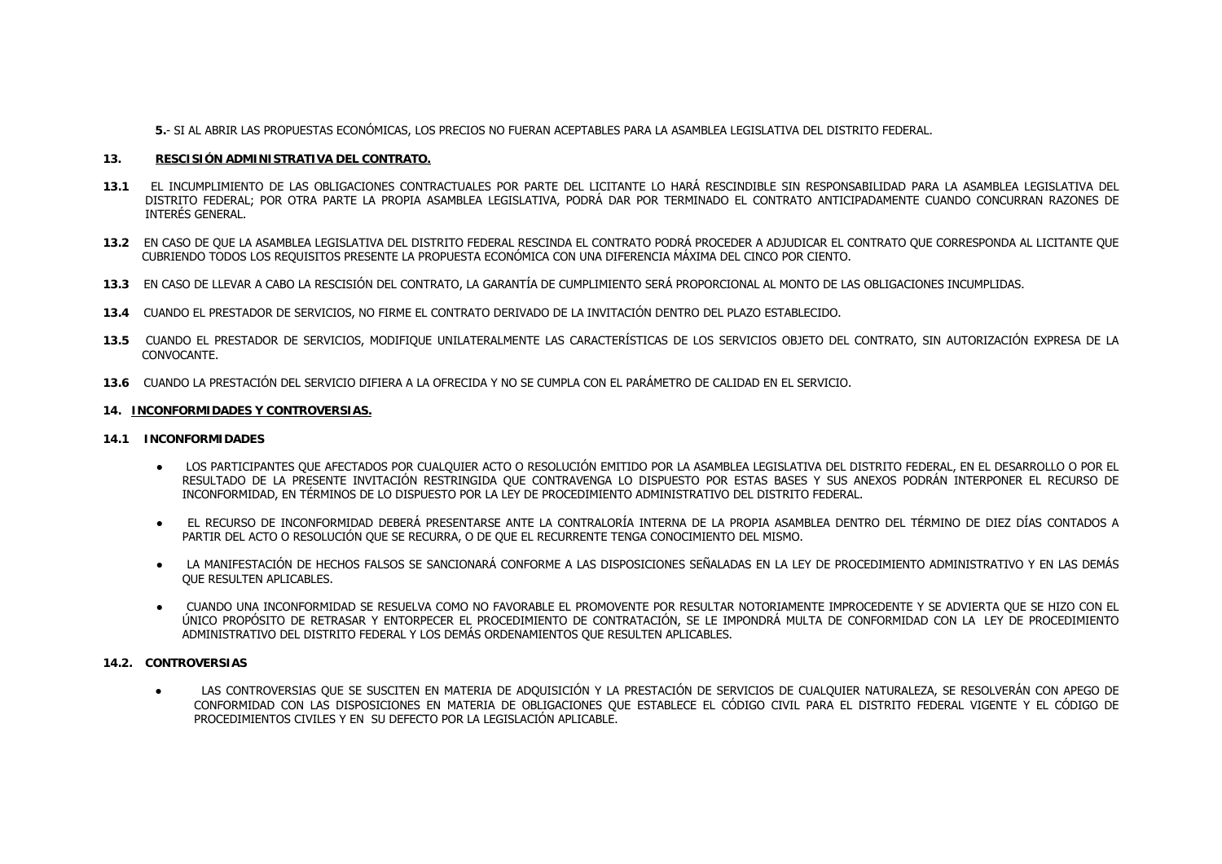**5.**- SI AL ABRIR LAS PROPUESTAS ECONÓMICAS, LOS PRECIOS NO FUERAN ACEPTABLES PARA LA ASAMBLEA LEGISLATIVA DEL DISTRITO FEDERAL.

## 13. RESCISIÓN ADMINISTRATIVA DEL CONTRATO.

**13.1** EL INCUMPLIMIENTO DE LAS OBLIGACIONES CONTRACTUALES POR PARTE DEL LICITANTE LO HARÁ RESCINDIBLE SIN RESPONSABILIDAD PARA LA ASAMBLEA LEGISLATIVA DEL DISTRITO FEDERAL; POR OTRA PARTE LA PROPIA ASAMBLEA LEGISLATIVA, PODRÁ DAR POR TERMINADO EL CONTRATO ANTICIPADAMENTE CUANDO CONCURRAN RAZONES DE INTERÉS GENERAL.

**13.2** EN CASO DE QUE LA ASAMBLEA LEGISLATIVA DEL DISTRITO FEDERAL RESCINDA EL CONTRATO PODRÁ PROCEDER A ADJUDICAR EL CONTRATO QUE CORRESPONDA AL LICITANTE QUE CUBRIENDO TODOS LOS REQUISITOS PRESENTE LA PROPUESTA ECONÓMICA CON UNA DIFERENCIA MÁXIMA DEL CINCO POR CIENTO.

**13.3** EN CASO DE LLEVAR A CABO LA RESCISIÓN DEL CONTRATO, LA GARANTÍA DE CUMPLIMIENTO SERÁ PROPORCIONAL AL MONTO DE LAS OBLIGACIONES INCUMPLIDAS.

**13.4** CUANDO EL PRESTADOR DE SERVICIOS, NO FIRME EL CONTRATO DERIVADO DE LA INVITACIÓN DENTRO DEL PLAZO ESTABLECIDO.

**13.5** CUANDO EL PRESTADOR DE SERVICIOS, MODIFIQUE UNILATERALMENTE LAS CARACTERÍSTICAS DE LOS SERVICIOS OBJETO DEL CONTRATO, SIN AUTORIZACIÓN EXPRESA DE LA CONVOCANTE.

**13.6** CUANDO LA PRESTACIÓN DEL SERVICIO DIFIERA A LA OFRECIDA Y NO SE CUMPLA CON EL PARÁMETRO DE CALIDAD EN EL SERVICIO.

## 14. INCONFORMIDADES Y CONTROVERSIAS.

### 14.1 INCONFORMIDADES

- LOS PARTICIPANTES QUE AFECTADOS POR CUALQUIER ACTO O RESOLUCIÓN EMITIDO POR LA ASAMBLEA LEGISLATIVA DEL DISTRITO FEDERAL, EN EL DESARROLLO O POR EL RESULTADO DE LA PRESENTE INVITACIÓN RESTRINGIDA QUE CONTRAVENGA LO DISPUESTO POR ESTAS BASES Y SUS ANEXOS PODRÁN INTERPONER EL RECURSO DE INCONFORMIDAD, EN TÉRMINOS DE LO DISPUESTO POR LA LEY DE PROCEDIMIENTO ADMINISTRATIVO DEL DISTRITO FEDERAL.

- EL RECURSO DE INCONFORMIDAD DEBERÁ PRESENTARSE ANTE LA CONTRALORÍA INTERNA DE LA PROPIA ASAMBLEA DENTRO DEL TÉRMINO DE DIEZ DÍAS CONTADOS A PARTIR DEL ACTO O RESOLUCIÓN QUE SE RECURRA, O DE QUE EL RECURRENTE TENGA CONOCIMIENTO DEL MISMO.

- LA MANIFESTACIÓN DE HECHOS FALSOS SE SANCIONARÁ CONFORME A LAS DISPOSICIONES SEÑALADAS EN LA LEY DE PROCEDIMIENTO ADMINISTRATIVO Y EN LAS DEMÁS QUE RESULTEN APLICABLES.

- CUANDO UNA INCONFORMIDAD SE RESUELVA COMO NO FAVORABLE EL PROMOVENTE POR RESULTAR NOTORIAMENTE IMPROCEDENTE Y SE ADVIERTA QUE SE HIZO CON EL ÚNICO PROPÓSITO DE RETRASAR Y ENTORPECER EL PROCEDIMIENTO DE CONTRATACIÓN, SE LE IMPONDRÁ MULTA DE CONFORMIDAD CON LA LEY DE PROCEDIMIENTO ADMINISTRATIVO DEL DISTRITO FEDERAL Y LOS DEMÁS ORDENAMIENTOS QUE RESULTEN APLICABLES.

### 14.2. CONTROVERSIAS

- LAS CONTROVERSIAS QUE SE SUSCITEN EN MATERIA DE ADQUISICIÓN Y LA PRESTACIÓN DE SERVICIOS DE CUALQUIER NATURALEZA, SE RESOLVERÁN CON APEGO DE CONFORMIDAD CON LAS DISPOSICIONES EN MATERIA DE OBLIGACIONES QUE ESTABLECE EL CÓDIGO CIVIL PARA EL DISTRITO FEDERAL VIGENTE Y EL CÓDIGO DE PROCEDIMIENTOS CIVILES Y EN SU DEFECTO POR LA LEGISLACIÓN APLICABLE.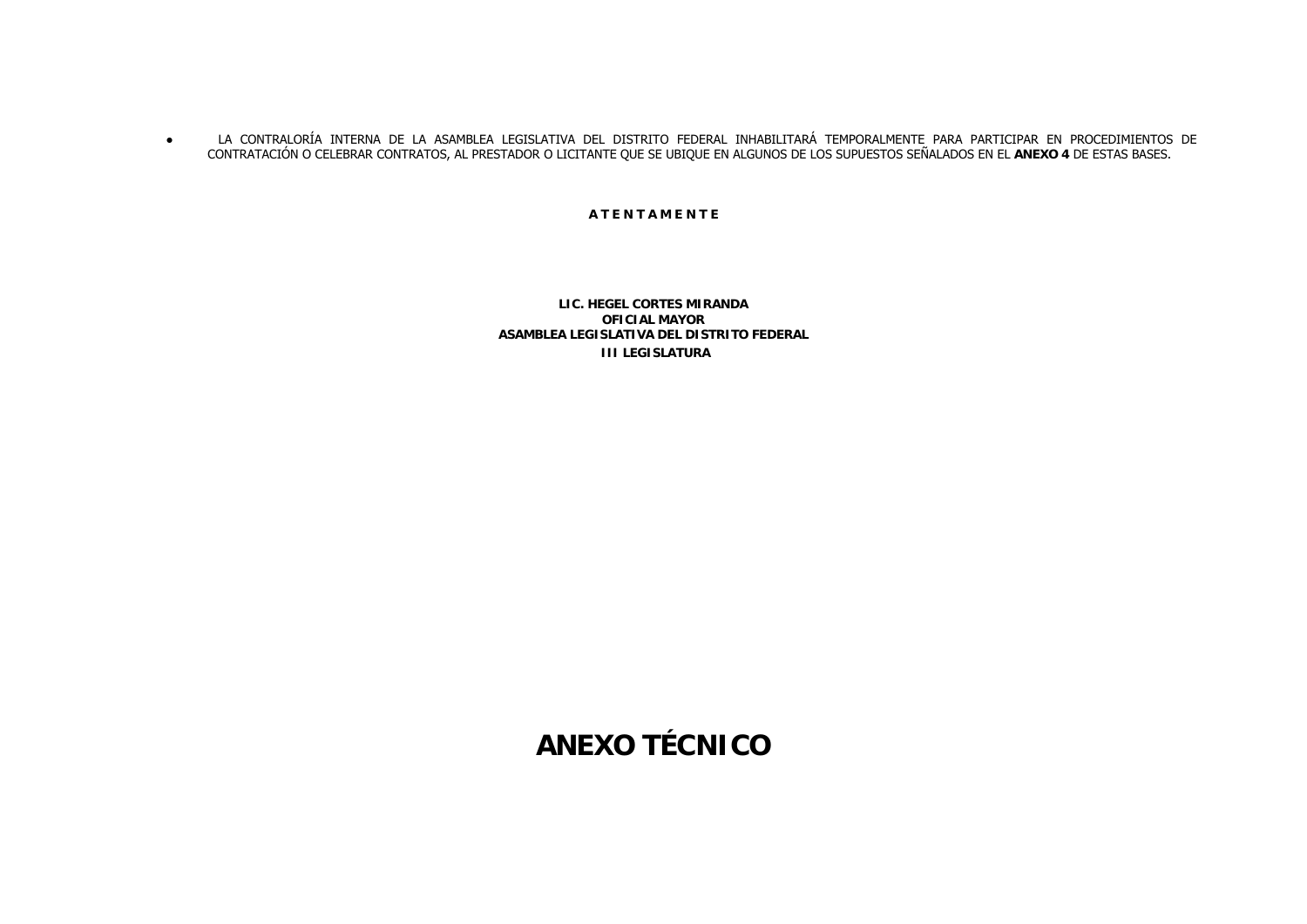- LA CONTRALORÍA INTERNA DE LA ASAMBLEA LEGISLATIVA DEL DISTRITO FEDERAL INHABILITARÁ TEMPORALMENTE PARA PARTICIPAR EN PROCEDIMIENTOS DE CONTRATACIÓN O CELEBRAR CONTRATOS, AL PRESTADOR O LICITANTE QUE SE UBIQUE EN ALGUNOS DE LOS SUPUESTOS SEÑALADOS EN EL **ANEXO 4** DE ESTAS BASES.

**A T E N T A M E N T E**

**LIC. HEGEL CORTES MIRANDA**
**OFICIAL MAYOR**
**ASAMBLEA LEGISLATIVA DEL DISTRITO FEDERAL**
**III LEGISLATURA**

# ANEXO TÉCNICO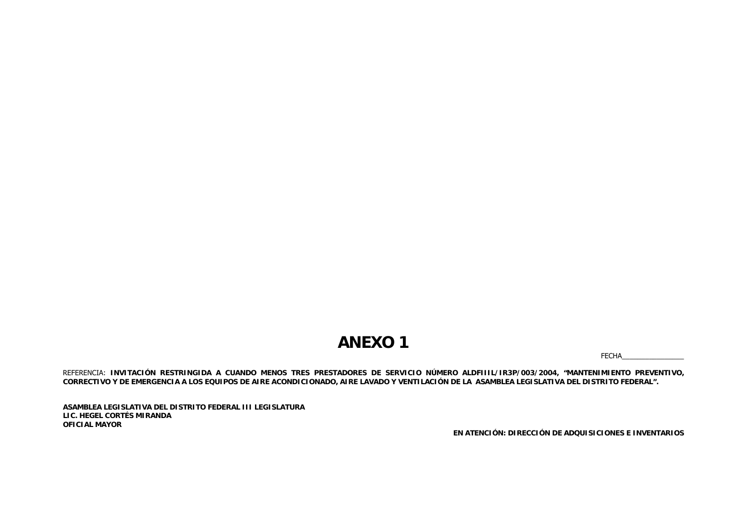# ANEXO 1

FECHA________________

REFERENCIA: **INVITACIÓN RESTRINGIDA A CUANDO MENOS TRES PRESTADORES DE SERVICIO NÚMERO ALDFIIIL/IR3P/003/2004, "MANTENIMIENTO PREVENTIVO, CORRECTIVO Y DE EMERGENCIA A LOS EQUIPOS DE AIRE ACONDICIONADO, AIRE LAVADO Y VENTILACIÓN DE LA ASAMBLEA LEGISLATIVA DEL DISTRITO FEDERAL".**

**ASAMBLEA LEGISLATIVA DEL DISTRITO FEDERAL III LEGISLATURA**
**LIC. HEGEL CORTÉS MIRANDA**
**OFICIAL MAYOR**

**EN ATENCIÓN: DIRECCIÓN DE ADQUISICIONES E INVENTARIOS**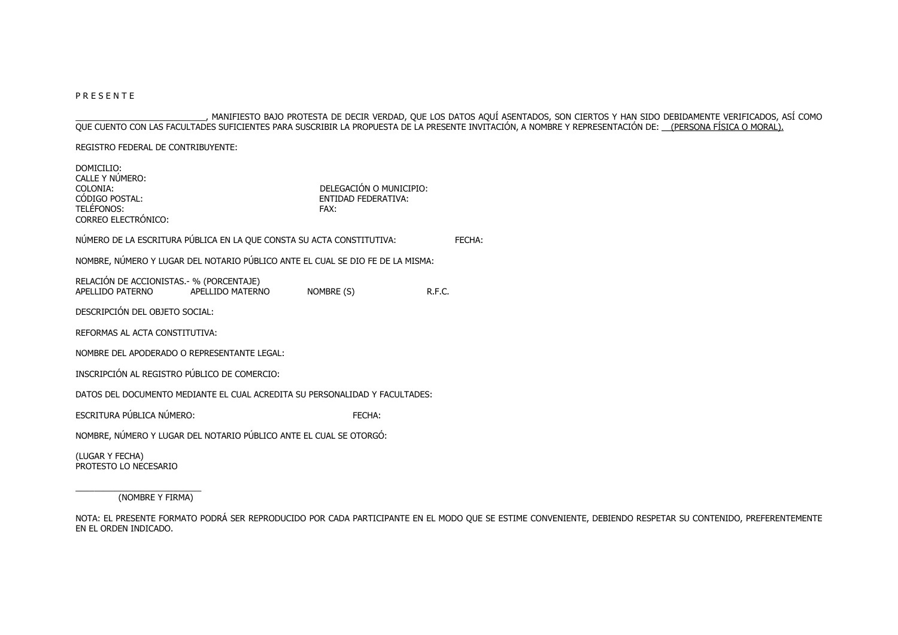P R E S E N T E

____________________________, MANIFIESTO BAJO PROTESTA DE DECIR VERDAD, QUE LOS DATOS AQUÍ ASENTADOS, SON CIERTOS Y HAN SIDO DEBIDAMENTE VERIFICADOS, ASÍ COMO QUE CUENTO CON LAS FACULTADES SUFICIENTES PARA SUSCRIBIR LA PROPUESTA DE LA PRESENTE INVITACIÓN, A NOMBRE Y REPRESENTACIÓN DE: __(PERSONA FÍSICA O MORAL).

REGISTRO FEDERAL DE CONTRIBUYENTE:

DOMICILIO:
CALLE Y NÚMERO:
COLONIA: DELEGACIÓN O MUNICIPIO:
CÓDIGO POSTAL: ENTIDAD FEDERATIVA:
TELÉFONOS: FAX:
CORREO ELECTRÓNICO:

NÚMERO DE LA ESCRITURA PÚBLICA EN LA QUE CONSTA SU ACTA CONSTITUTIVA: FECHA:

NOMBRE, NÚMERO Y LUGAR DEL NOTARIO PÚBLICO ANTE EL CUAL SE DIO FE DE LA MISMA:

RELACIÓN DE ACCIONISTAS.- % (PORCENTAJE)

| APELLIDO PATERNO | APELLIDO MATERNO | NOMBRE (S) | R.F.C. |
|---|---|---|---|

DESCRIPCIÓN DEL OBJETO SOCIAL:

REFORMAS AL ACTA CONSTITUTIVA:

NOMBRE DEL APODERADO O REPRESENTANTE LEGAL:

INSCRIPCIÓN AL REGISTRO PÚBLICO DE COMERCIO:

DATOS DEL DOCUMENTO MEDIANTE EL CUAL ACREDITA SU PERSONALIDAD Y FACULTADES:

ESCRITURA PÚBLICA NÚMERO: FECHA:

NOMBRE, NÚMERO Y LUGAR DEL NOTARIO PÚBLICO ANTE EL CUAL SE OTORGÓ:

(LUGAR Y FECHA)
PROTESTO LO NECESARIO

____________________________
(NOMBRE Y FIRMA)

NOTA: EL PRESENTE FORMATO PODRÁ SER REPRODUCIDO POR CADA PARTICIPANTE EN EL MODO QUE SE ESTIME CONVENIENTE, DEBIENDO RESPETAR SU CONTENIDO, PREFERENTEMENTE EN EL ORDEN INDICADO.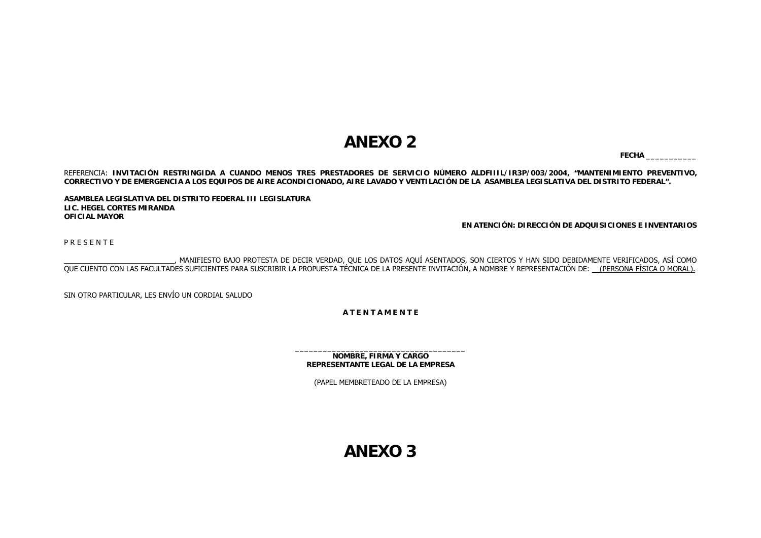# ANEXO 2

**FECHA** ___________

REFERENCIA: **INVITACIÓN RESTRINGIDA A CUANDO MENOS TRES PRESTADORES DE SERVICIO NÚMERO ALDFIIIL/IR3P/003/2004, "MANTENIMIENTO PREVENTIVO, CORRECTIVO Y DE EMERGENCIA A LOS EQUIPOS DE AIRE ACONDICIONADO, AIRE LAVADO Y VENTILACIÓN DE LA ASAMBLEA LEGISLATIVA DEL DISTRITO FEDERAL".**

**ASAMBLEA LEGISLATIVA DEL DISTRITO FEDERAL III LEGISLATURA**
**LIC. HEGEL CORTES MIRANDA**
**OFICIAL MAYOR**

**EN ATENCIÓN: DIRECCIÓN DE ADQUISICIONES E INVENTARIOS**

P R E S E N T E

____________________________, MANIFIESTO BAJO PROTESTA DE DECIR VERDAD, QUE LOS DATOS AQUÍ ASENTADOS, SON CIERTOS Y HAN SIDO DEBIDAMENTE VERIFICADOS, ASÍ COMO QUE CUENTO CON LAS FACULTADES SUFICIENTES PARA SUSCRIBIR LA PROPUESTA TÉCNICA DE LA PRESENTE INVITACIÓN, A NOMBRE Y REPRESENTACIÓN DE: __(PERSONA FÍSICA O MORAL).

SIN OTRO PARTICULAR, LES ENVÍO UN CORDIAL SALUDO

**A T E N T A M E N T E**

_____________________________________
**NOMBRE, FIRMA Y CARGO**
**REPRESENTANTE LEGAL DE LA EMPRESA**

(PAPEL MEMBRETEADO DE LA EMPRESA)

# ANEXO 3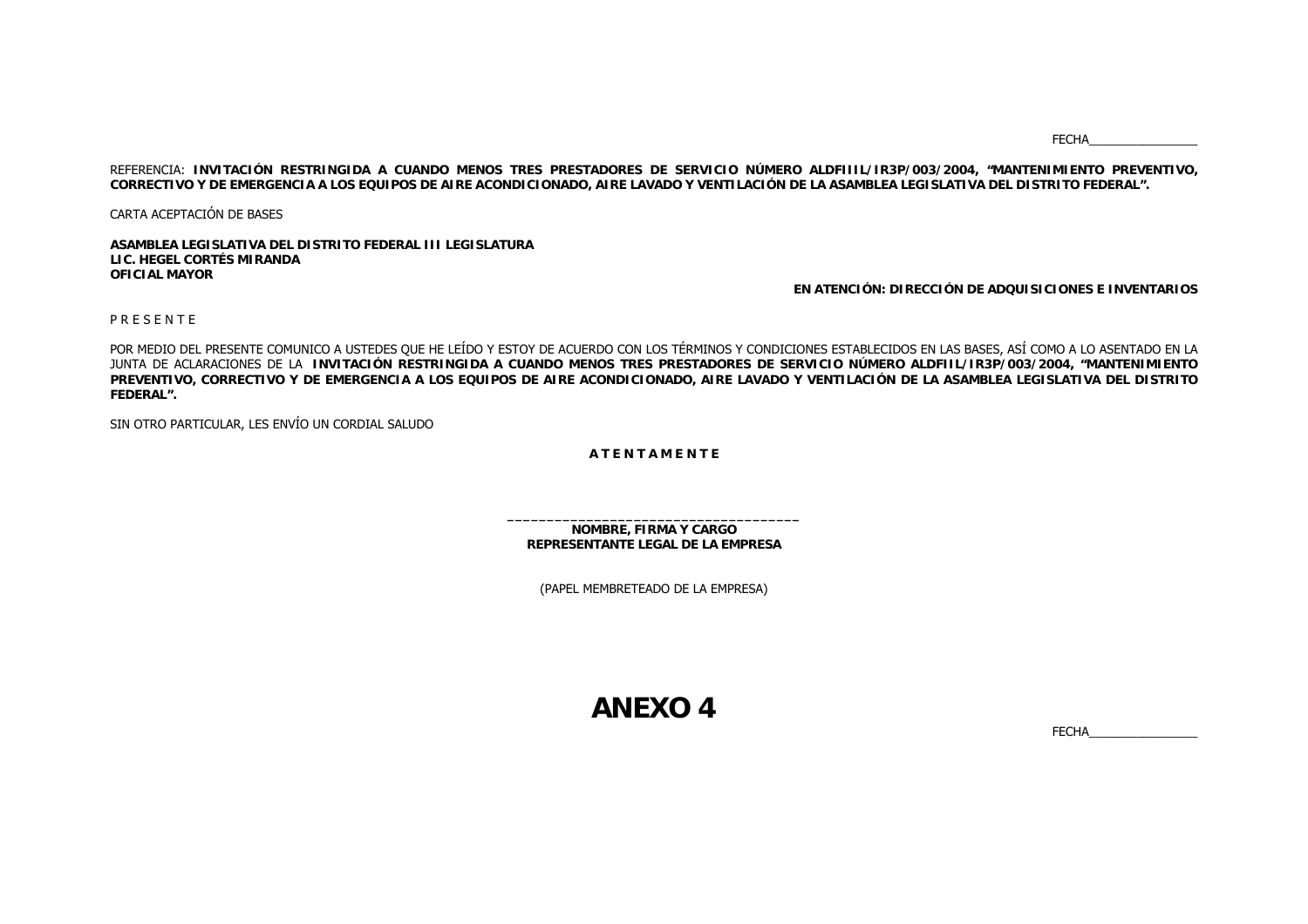FECHA________________

REFERENCIA: **INVITACIÓN RESTRINGIDA A CUANDO MENOS TRES PRESTADORES DE SERVICIO NÚMERO ALDFIIIL/IR3P/003/2004, "MANTENIMIENTO PREVENTIVO, CORRECTIVO Y DE EMERGENCIA A LOS EQUIPOS DE AIRE ACONDICIONADO, AIRE LAVADO Y VENTILACIÓN DE LA ASAMBLEA LEGISLATIVA DEL DISTRITO FEDERAL".**

CARTA ACEPTACIÓN DE BASES

**ASAMBLEA LEGISLATIVA DEL DISTRITO FEDERAL III LEGISLATURA**
**LIC. HEGEL CORTÉS MIRANDA**
**OFICIAL MAYOR**

**EN ATENCIÓN: DIRECCIÓN DE ADQUISICIONES E INVENTARIOS**

P R E S E N T E

POR MEDIO DEL PRESENTE COMUNICO A USTEDES QUE HE LEÍDO Y ESTOY DE ACUERDO CON LOS TÉRMINOS Y CONDICIONES ESTABLECIDOS EN LAS BASES, ASÍ COMO A LO ASENTADO EN LA JUNTA DE ACLARACIONES DE LA **INVITACIÓN RESTRINGIDA A CUANDO MENOS TRES PRESTADORES DE SERVICIO NÚMERO ALDFIIL/IR3P/003/2004, "MANTENIMIENTO PREVENTIVO, CORRECTIVO Y DE EMERGENCIA A LOS EQUIPOS DE AIRE ACONDICIONADO, AIRE LAVADO Y VENTILACIÓN DE LA ASAMBLEA LEGISLATIVA DEL DISTRITO FEDERAL".**

SIN OTRO PARTICULAR, LES ENVÍO UN CORDIAL SALUDO

**A T E N T A M E N T E**

_____________________________________
**NOMBRE, FIRMA Y CARGO**
**REPRESENTANTE LEGAL DE LA EMPRESA**

(PAPEL MEMBRETEADO DE LA EMPRESA)

# ANEXO 4

FECHA________________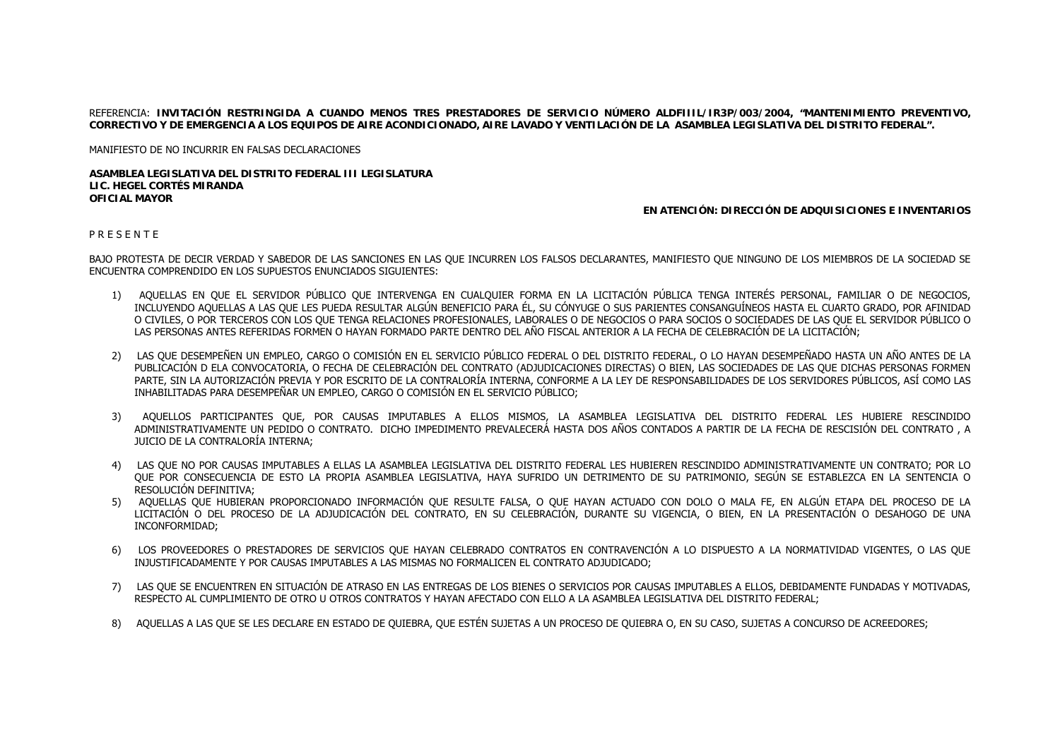REFERENCIA: **INVITACIÓN RESTRINGIDA A CUANDO MENOS TRES PRESTADORES DE SERVICIO NÚMERO ALDFIIIL/IR3P/003/2004, "MANTENIMIENTO PREVENTIVO, CORRECTIVO Y DE EMERGENCIA A LOS EQUIPOS DE AIRE ACONDICIONADO, AIRE LAVADO Y VENTILACIÓN DE LA ASAMBLEA LEGISLATIVA DEL DISTRITO FEDERAL".**

MANIFIESTO DE NO INCURRIR EN FALSAS DECLARACIONES

**ASAMBLEA LEGISLATIVA DEL DISTRITO FEDERAL III LEGISLATURA**
**LIC. HEGEL CORTÉS MIRANDA**
**OFICIAL MAYOR**

**EN ATENCIÓN: DIRECCIÓN DE ADQUISICIONES E INVENTARIOS**

P R E S E N T E

BAJO PROTESTA DE DECIR VERDAD Y SABEDOR DE LAS SANCIONES EN LAS QUE INCURREN LOS FALSOS DECLARANTES, MANIFIESTO QUE NINGUNO DE LOS MIEMBROS DE LA SOCIEDAD SE ENCUENTRA COMPRENDIDO EN LOS SUPUESTOS ENUNCIADOS SIGUIENTES:

1) AQUELLAS EN QUE EL SERVIDOR PÚBLICO QUE INTERVENGA EN CUALQUIER FORMA EN LA LICITACIÓN PÚBLICA TENGA INTERÉS PERSONAL, FAMILIAR O DE NEGOCIOS, INCLUYENDO AQUELLAS A LAS QUE LES PUEDA RESULTAR ALGÚN BENEFICIO PARA ÉL, SU CÓNYUGE O SUS PARIENTES CONSANGUÍNEOS HASTA EL CUARTO GRADO, POR AFINIDAD O CIVILES, O POR TERCEROS CON LOS QUE TENGA RELACIONES PROFESIONALES, LABORALES O DE NEGOCIOS O PARA SOCIOS O SOCIEDADES DE LAS QUE EL SERVIDOR PÚBLICO O LAS PERSONAS ANTES REFERIDAS FORMEN O HAYAN FORMADO PARTE DENTRO DEL AÑO FISCAL ANTERIOR A LA FECHA DE CELEBRACIÓN DE LA LICITACIÓN;

2) LAS QUE DESEMPEÑEN UN EMPLEO, CARGO O COMISIÓN EN EL SERVICIO PÚBLICO FEDERAL O DEL DISTRITO FEDERAL, O LO HAYAN DESEMPEÑADO HASTA UN AÑO ANTES DE LA PUBLICACIÓN D ELA CONVOCATORIA, O FECHA DE CELEBRACIÓN DEL CONTRATO (ADJUDICACIONES DIRECTAS) O BIEN, LAS SOCIEDADES DE LAS QUE DICHAS PERSONAS FORMEN PARTE, SIN LA AUTORIZACIÓN PREVIA Y POR ESCRITO DE LA CONTRALORÍA INTERNA, CONFORME A LA LEY DE RESPONSABILIDADES DE LOS SERVIDORES PÚBLICOS, ASÍ COMO LAS INHABILITADAS PARA DESEMPEÑAR UN EMPLEO, CARGO O COMISIÓN EN EL SERVICIO PÚBLICO;

3) AQUELLOS PARTICIPANTES QUE, POR CAUSAS IMPUTABLES A ELLOS MISMOS, LA ASAMBLEA LEGISLATIVA DEL DISTRITO FEDERAL LES HUBIERE RESCINDIDO ADMINISTRATIVAMENTE UN PEDIDO O CONTRATO. DICHO IMPEDIMENTO PREVALECERÁ HASTA DOS AÑOS CONTADOS A PARTIR DE LA FECHA DE RESCISIÓN DEL CONTRATO , A JUICIO DE LA CONTRALORÍA INTERNA;

4) LAS QUE NO POR CAUSAS IMPUTABLES A ELLAS LA ASAMBLEA LEGISLATIVA DEL DISTRITO FEDERAL LES HUBIEREN RESCINDIDO ADMINISTRATIVAMENTE UN CONTRATO; POR LO QUE POR CONSECUENCIA DE ESTO LA PROPIA ASAMBLEA LEGISLATIVA, HAYA SUFRIDO UN DETRIMENTO DE SU PATRIMONIO, SEGÚN SE ESTABLEZCA EN LA SENTENCIA O RESOLUCIÓN DEFINITIVA;

5) AQUELLAS QUE HUBIERAN PROPORCIONADO INFORMACIÓN QUE RESULTE FALSA, O QUE HAYAN ACTUADO CON DOLO O MALA FE, EN ALGÚN ETAPA DEL PROCESO DE LA LICITACIÓN O DEL PROCESO DE LA ADJUDICACIÓN DEL CONTRATO, EN SU CELEBRACIÓN, DURANTE SU VIGENCIA, O BIEN, EN LA PRESENTACIÓN O DESAHOGO DE UNA INCONFORMIDAD;

6) LOS PROVEEDORES O PRESTADORES DE SERVICIOS QUE HAYAN CELEBRADO CONTRATOS EN CONTRAVENCIÓN A LO DISPUESTO A LA NORMATIVIDAD VIGENTES, O LAS QUE INJUSTIFICADAMENTE Y POR CAUSAS IMPUTABLES A LAS MISMAS NO FORMALICEN EL CONTRATO ADJUDICADO;

7) LAS QUE SE ENCUENTREN EN SITUACIÓN DE ATRASO EN LAS ENTREGAS DE LOS BIENES O SERVICIOS POR CAUSAS IMPUTABLES A ELLOS, DEBIDAMENTE FUNDADAS Y MOTIVADAS, RESPECTO AL CUMPLIMIENTO DE OTRO U OTROS CONTRATOS Y HAYAN AFECTADO CON ELLO A LA ASAMBLEA LEGISLATIVA DEL DISTRITO FEDERAL;

8) AQUELLAS A LAS QUE SE LES DECLARE EN ESTADO DE QUIEBRA, QUE ESTÉN SUJETAS A UN PROCESO DE QUIEBRA O, EN SU CASO, SUJETAS A CONCURSO DE ACREEDORES;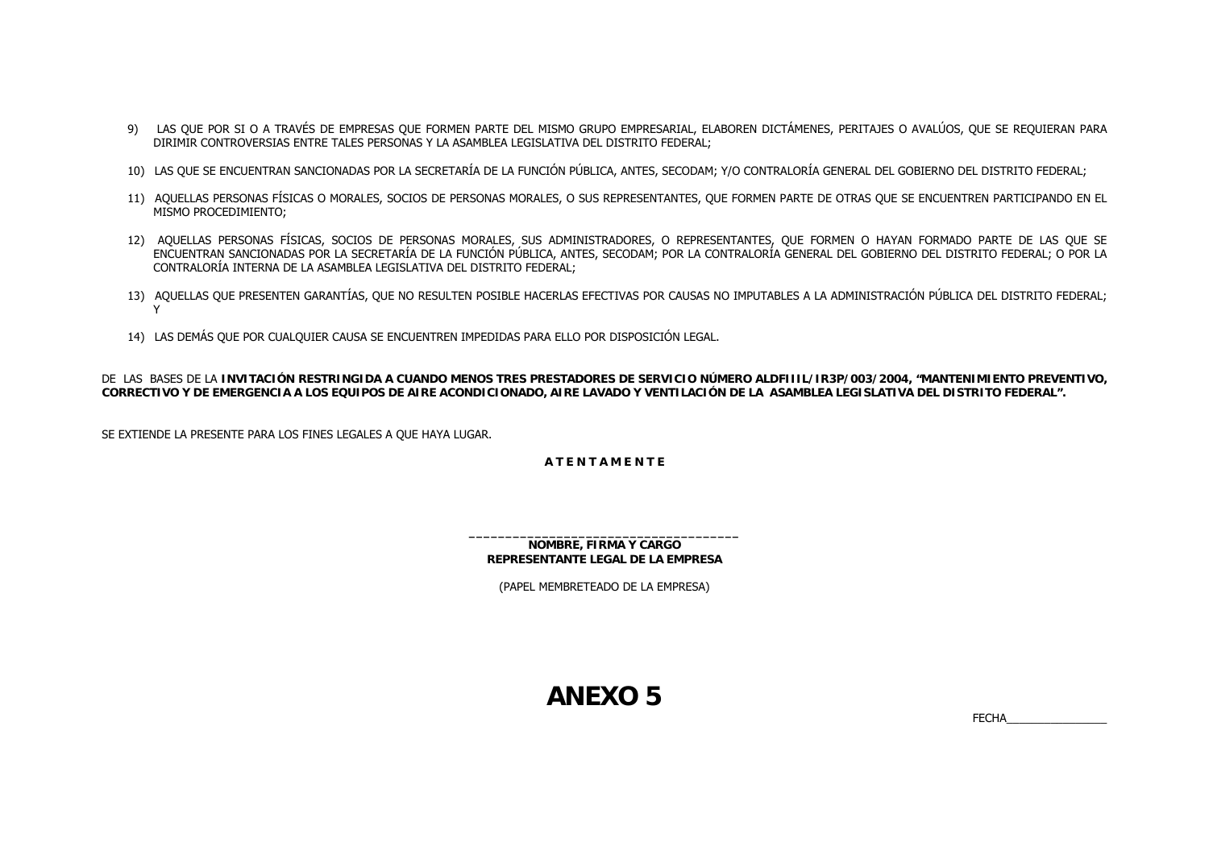9) LAS QUE POR SI O A TRAVÉS DE EMPRESAS QUE FORMEN PARTE DEL MISMO GRUPO EMPRESARIAL, ELABOREN DICTÁMENES, PERITAJES O AVALÚOS, QUE SE REQUIERAN PARA DIRIMIR CONTROVERSIAS ENTRE TALES PERSONAS Y LA ASAMBLEA LEGISLATIVA DEL DISTRITO FEDERAL;

10) LAS QUE SE ENCUENTRAN SANCIONADAS POR LA SECRETARÍA DE LA FUNCIÓN PÚBLICA, ANTES, SECODAM; Y/O CONTRALORÍA GENERAL DEL GOBIERNO DEL DISTRITO FEDERAL;

11) AQUELLAS PERSONAS FÍSICAS O MORALES, SOCIOS DE PERSONAS MORALES, O SUS REPRESENTANTES, QUE FORMEN PARTE DE OTRAS QUE SE ENCUENTREN PARTICIPANDO EN EL MISMO PROCEDIMIENTO;

12) AQUELLAS PERSONAS FÍSICAS, SOCIOS DE PERSONAS MORALES, SUS ADMINISTRADORES, O REPRESENTANTES, QUE FORMEN O HAYAN FORMADO PARTE DE LAS QUE SE ENCUENTRAN SANCIONADAS POR LA SECRETARÍA DE LA FUNCIÓN PÚBLICA, ANTES, SECODAM; POR LA CONTRALORÍA GENERAL DEL GOBIERNO DEL DISTRITO FEDERAL; O POR LA CONTRALORÍA INTERNA DE LA ASAMBLEA LEGISLATIVA DEL DISTRITO FEDERAL;

13) AQUELLAS QUE PRESENTEN GARANTÍAS, QUE NO RESULTEN POSIBLE HACERLAS EFECTIVAS POR CAUSAS NO IMPUTABLES A LA ADMINISTRACIÓN PÚBLICA DEL DISTRITO FEDERAL; Y

14) LAS DEMÁS QUE POR CUALQUIER CAUSA SE ENCUENTREN IMPEDIDAS PARA ELLO POR DISPOSICIÓN LEGAL.

DE LAS BASES DE LA **INVITACIÓN RESTRINGIDA A CUANDO MENOS TRES PRESTADORES DE SERVICIO NÚMERO ALDFIIIL/IR3P/003/2004, "MANTENIMIENTO PREVENTIVO, CORRECTIVO Y DE EMERGENCIA A LOS EQUIPOS DE AIRE ACONDICIONADO, AIRE LAVADO Y VENTILACIÓN DE LA ASAMBLEA LEGISLATIVA DEL DISTRITO FEDERAL".**

SE EXTIENDE LA PRESENTE PARA LOS FINES LEGALES A QUE HAYA LUGAR.

**A T E N T A M E N T E**

_____________________________________

**NOMBRE, FIRMA Y CARGO**
**REPRESENTANTE LEGAL DE LA EMPRESA**

(PAPEL MEMBRETEADO DE LA EMPRESA)

# ANEXO 5

FECHA________________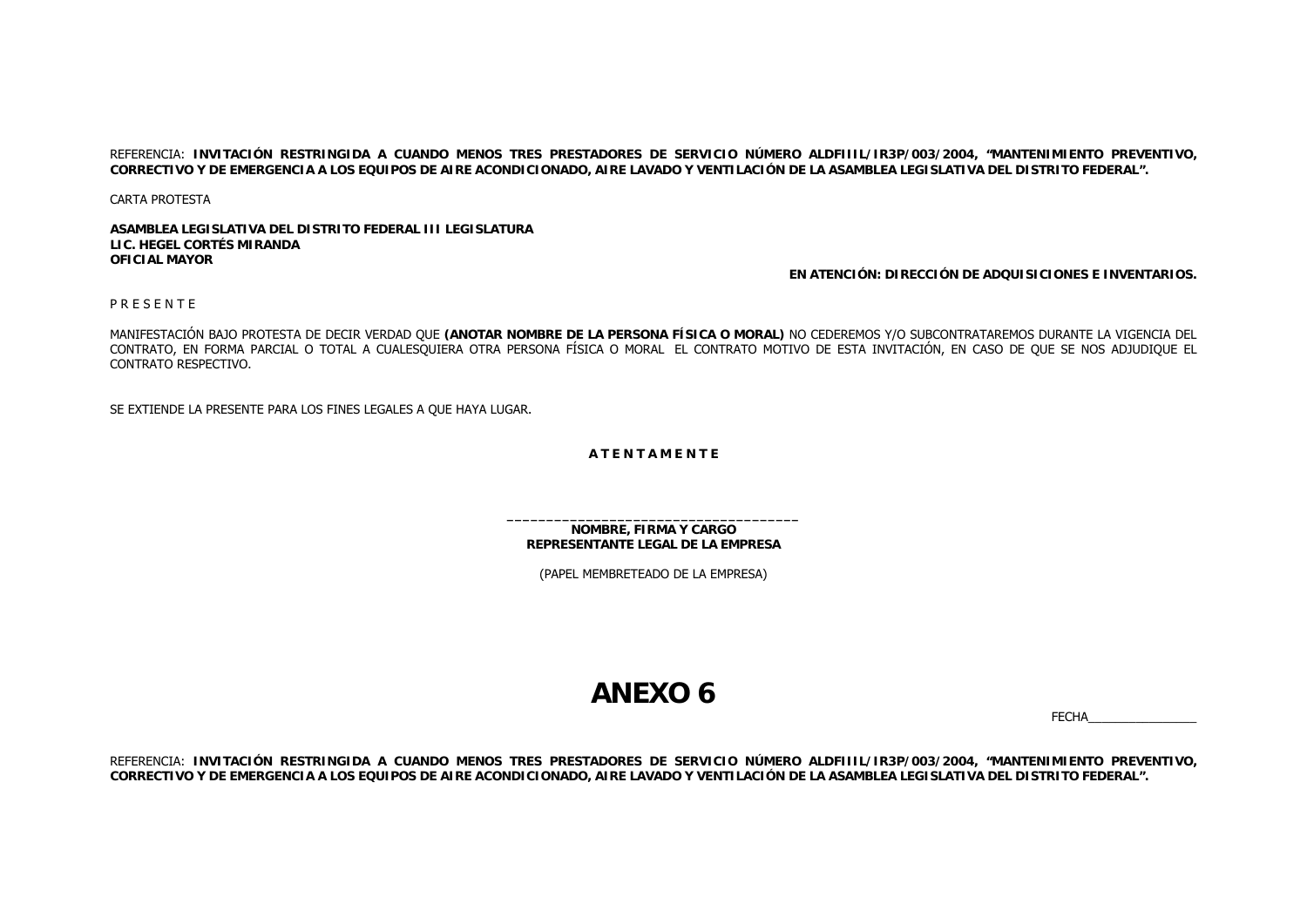REFERENCIA: **INVITACIÓN RESTRINGIDA A CUANDO MENOS TRES PRESTADORES DE SERVICIO NÚMERO ALDFIIIL/IR3P/003/2004, "MANTENIMIENTO PREVENTIVO, CORRECTIVO Y DE EMERGENCIA A LOS EQUIPOS DE AIRE ACONDICIONADO, AIRE LAVADO Y VENTILACIÓN DE LA ASAMBLEA LEGISLATIVA DEL DISTRITO FEDERAL".**

CARTA PROTESTA

**ASAMBLEA LEGISLATIVA DEL DISTRITO FEDERAL III LEGISLATURA**
**LIC. HEGEL CORTÉS MIRANDA**
**OFICIAL MAYOR**

**EN ATENCIÓN: DIRECCIÓN DE ADQUISICIONES E INVENTARIOS.**

P R E S E N T E

MANIFESTACIÓN BAJO PROTESTA DE DECIR VERDAD QUE **(ANOTAR NOMBRE DE LA PERSONA FÍSICA O MORAL)** NO CEDEREMOS Y/O SUBCONTRATAREMOS DURANTE LA VIGENCIA DEL CONTRATO, EN FORMA PARCIAL O TOTAL A CUALESQUIERA OTRA PERSONA FÍSICA O MORAL EL CONTRATO MOTIVO DE ESTA INVITACIÓN, EN CASO DE QUE SE NOS ADJUDIQUE EL CONTRATO RESPECTIVO.

SE EXTIENDE LA PRESENTE PARA LOS FINES LEGALES A QUE HAYA LUGAR.

**A T E N T A M E N T E**

_____________________________________
**NOMBRE, FIRMA Y CARGO**
**REPRESENTANTE LEGAL DE LA EMPRESA**

(PAPEL MEMBRETEADO DE LA EMPRESA)

# ANEXO 6

FECHA_______________

REFERENCIA: **INVITACIÓN RESTRINGIDA A CUANDO MENOS TRES PRESTADORES DE SERVICIO NÚMERO ALDFIIIL/IR3P/003/2004, "MANTENIMIENTO PREVENTIVO, CORRECTIVO Y DE EMERGENCIA A LOS EQUIPOS DE AIRE ACONDICIONADO, AIRE LAVADO Y VENTILACIÓN DE LA ASAMBLEA LEGISLATIVA DEL DISTRITO FEDERAL".**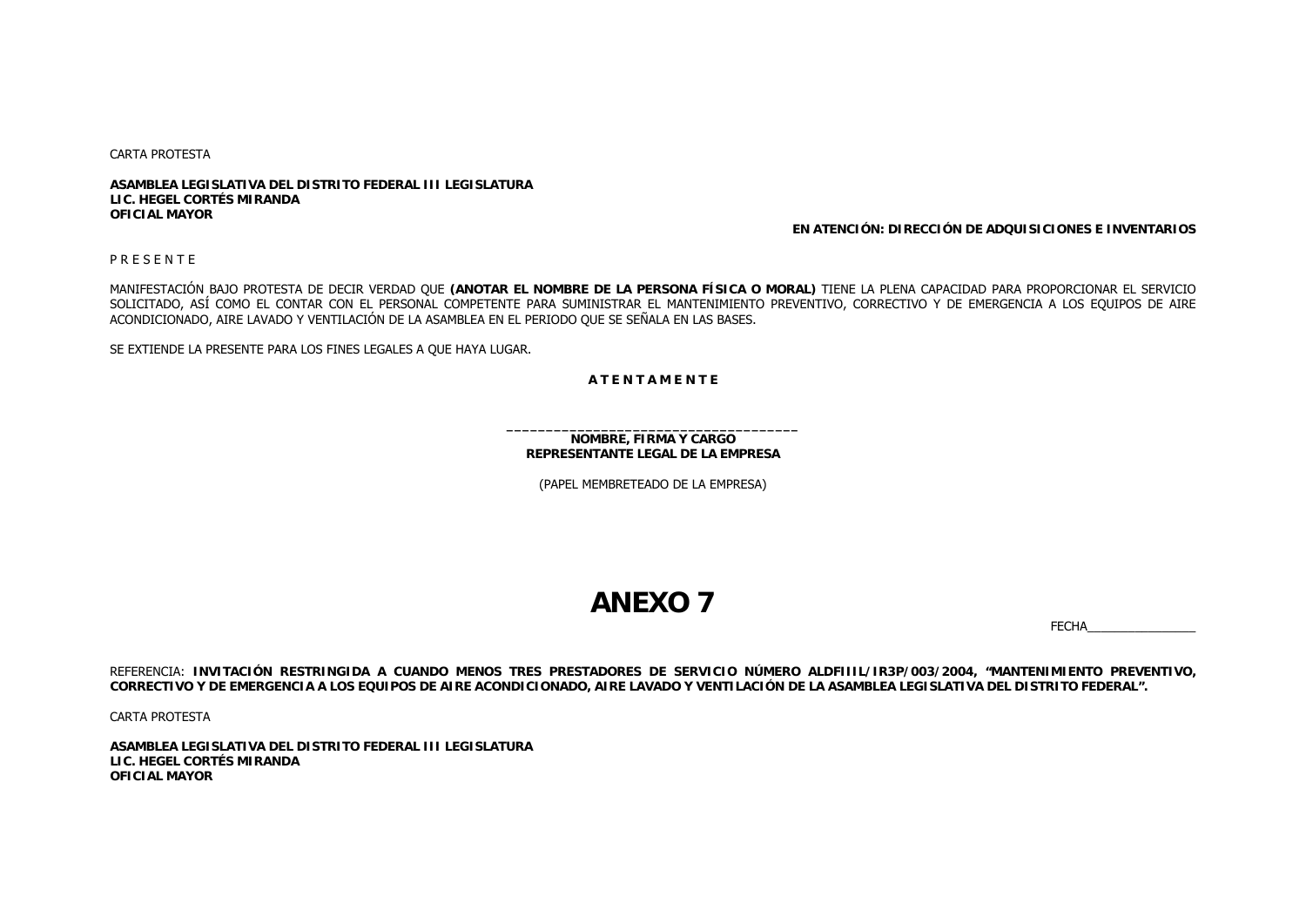CARTA PROTESTA

**ASAMBLEA LEGISLATIVA DEL DISTRITO FEDERAL III LEGISLATURA**
**LIC. HEGEL CORTÉS MIRANDA**
**OFICIAL MAYOR**

**EN ATENCIÓN: DIRECCIÓN DE ADQUISICIONES E INVENTARIOS**

P R E S E N T E

MANIFESTACIÓN BAJO PROTESTA DE DECIR VERDAD QUE **(ANOTAR EL NOMBRE DE LA PERSONA FÍSICA O MORAL)** TIENE LA PLENA CAPACIDAD PARA PROPORCIONAR EL SERVICIO SOLICITADO, ASÍ COMO EL CONTAR CON EL PERSONAL COMPETENTE PARA SUMINISTRAR EL MANTENIMIENTO PREVENTIVO, CORRECTIVO Y DE EMERGENCIA A LOS EQUIPOS DE AIRE ACONDICIONADO, AIRE LAVADO Y VENTILACIÓN DE LA ASAMBLEA EN EL PERIODO QUE SE SEÑALA EN LAS BASES.

SE EXTIENDE LA PRESENTE PARA LOS FINES LEGALES A QUE HAYA LUGAR.

**A T E N T A M E N T E**

_____________________________________
**NOMBRE, FIRMA Y CARGO**
**REPRESENTANTE LEGAL DE LA EMPRESA**

(PAPEL MEMBRETEADO DE LA EMPRESA)

# ANEXO 7

FECHA_______________

REFERENCIA: **INVITACIÓN RESTRINGIDA A CUANDO MENOS TRES PRESTADORES DE SERVICIO NÚMERO ALDFIIIL/IR3P/003/2004, "MANTENIMIENTO PREVENTIVO, CORRECTIVO Y DE EMERGENCIA A LOS EQUIPOS DE AIRE ACONDICIONADO, AIRE LAVADO Y VENTILACIÓN DE LA ASAMBLEA LEGISLATIVA DEL DISTRITO FEDERAL".**

CARTA PROTESTA

**ASAMBLEA LEGISLATIVA DEL DISTRITO FEDERAL III LEGISLATURA**
**LIC. HEGEL CORTÉS MIRANDA**
**OFICIAL MAYOR**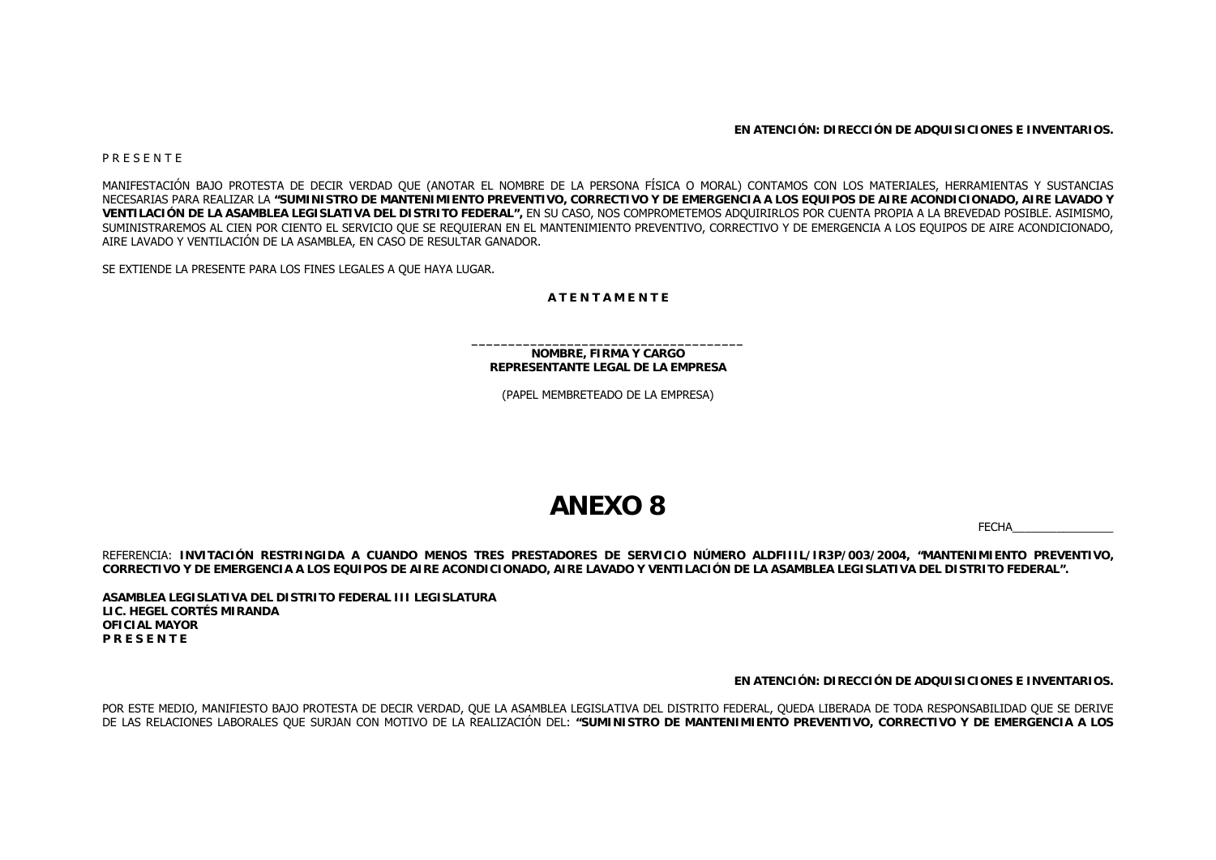**EN ATENCIÓN: DIRECCIÓN DE ADQUISICIONES E INVENTARIOS.**

P R E S E N T E

MANIFESTACIÓN BAJO PROTESTA DE DECIR VERDAD QUE (ANOTAR EL NOMBRE DE LA PERSONA FÍSICA O MORAL) CONTAMOS CON LOS MATERIALES, HERRAMIENTAS Y SUSTANCIAS NECESARIAS PARA REALIZAR LA **"SUMINISTRO DE MANTENIMIENTO PREVENTIVO, CORRECTIVO Y DE EMERGENCIA A LOS EQUIPOS DE AIRE ACONDICIONADO, AIRE LAVADO Y VENTILACIÓN DE LA ASAMBLEA LEGISLATIVA DEL DISTRITO FEDERAL",** EN SU CASO, NOS COMPROMETEMOS ADQUIRIRLOS POR CUENTA PROPIA A LA BREVEDAD POSIBLE. ASIMISMO, SUMINISTRAREMOS AL CIEN POR CIENTO EL SERVICIO QUE SE REQUIERAN EN EL MANTENIMIENTO PREVENTIVO, CORRECTIVO Y DE EMERGENCIA A LOS EQUIPOS DE AIRE ACONDICIONADO, AIRE LAVADO Y VENTILACIÓN DE LA ASAMBLEA, EN CASO DE RESULTAR GANADOR.

SE EXTIENDE LA PRESENTE PARA LOS FINES LEGALES A QUE HAYA LUGAR.

**A T E N T A M E N T E**

_____________________________________
**NOMBRE, FIRMA Y CARGO**
**REPRESENTANTE LEGAL DE LA EMPRESA**

(PAPEL MEMBRETEADO DE LA EMPRESA)

# ANEXO 8

FECHA________________

REFERENCIA: **INVITACIÓN RESTRINGIDA A CUANDO MENOS TRES PRESTADORES DE SERVICIO NÚMERO ALDFIIIL/IR3P/003/2004, "MANTENIMIENTO PREVENTIVO, CORRECTIVO Y DE EMERGENCIA A LOS EQUIPOS DE AIRE ACONDICIONADO, AIRE LAVADO Y VENTILACIÓN DE LA ASAMBLEA LEGISLATIVA DEL DISTRITO FEDERAL".**

**ASAMBLEA LEGISLATIVA DEL DISTRITO FEDERAL III LEGISLATURA**
**LIC. HEGEL CORTÉS MIRANDA**
**OFICIAL MAYOR**
**P R E S E N T E**

**EN ATENCIÓN: DIRECCIÓN DE ADQUISICIONES E INVENTARIOS.**

POR ESTE MEDIO, MANIFIESTO BAJO PROTESTA DE DECIR VERDAD, QUE LA ASAMBLEA LEGISLATIVA DEL DISTRITO FEDERAL, QUEDA LIBERADA DE TODA RESPONSABILIDAD QUE SE DERIVE DE LAS RELACIONES LABORALES QUE SURJAN CON MOTIVO DE LA REALIZACIÓN DEL: **"SUMINISTRO DE MANTENIMIENTO PREVENTIVO, CORRECTIVO Y DE EMERGENCIA A LOS**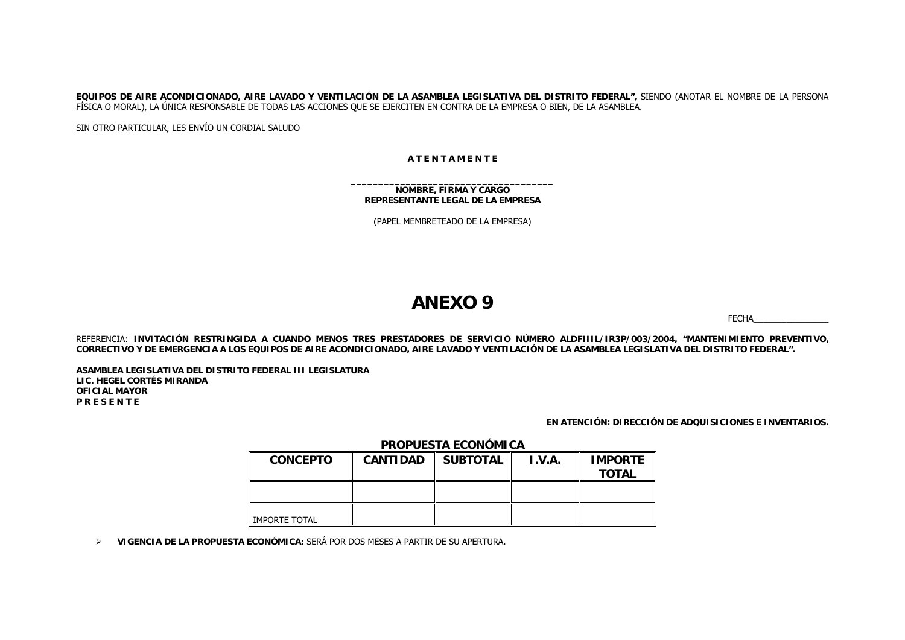**EQUIPOS DE AIRE ACONDICIONADO, AIRE LAVADO Y VENTILACIÓN DE LA ASAMBLEA LEGISLATIVA DEL DISTRITO FEDERAL"**, SIENDO (ANOTAR EL NOMBRE DE LA PERSONA FÍSICA O MORAL), LA ÚNICA RESPONSABLE DE TODAS LAS ACCIONES QUE SE EJERCITEN EN CONTRA DE LA EMPRESA O BIEN, DE LA ASAMBLEA.

SIN OTRO PARTICULAR, LES ENVÍO UN CORDIAL SALUDO

**A T E N T A M E N T E**

_____________________________________
**NOMBRE, FIRMA Y CARGO**
**REPRESENTANTE LEGAL DE LA EMPRESA**

(PAPEL MEMBRETEADO DE LA EMPRESA)

# ANEXO 9

FECHA________________

REFERENCIA: **INVITACIÓN RESTRINGIDA A CUANDO MENOS TRES PRESTADORES DE SERVICIO NÚMERO ALDFIIIL/IR3P/003/2004, "MANTENIMIENTO PREVENTIVO, CORRECTIVO Y DE EMERGENCIA A LOS EQUIPOS DE AIRE ACONDICIONADO, AIRE LAVADO Y VENTILACIÓN DE LA ASAMBLEA LEGISLATIVA DEL DISTRITO FEDERAL".**

**ASAMBLEA LEGISLATIVA DEL DISTRITO FEDERAL III LEGISLATURA**
**LIC. HEGEL CORTÉS MIRANDA**
**OFICIAL MAYOR**
**P R E S E N T E**

**EN ATENCIÓN: DIRECCIÓN DE ADQUISICIONES E INVENTARIOS.**

**PROPUESTA ECONÓMICA**

| CONCEPTO | CANTIDAD | SUBTOTAL | I.V.A. | IMPORTE TOTAL |
|---|---|---|---|---|
| | | | | |
| IMPORTE TOTAL | | | | |

- **VIGENCIA DE LA PROPUESTA ECONÓMICA:** SERÁ POR DOS MESES A PARTIR DE SU APERTURA.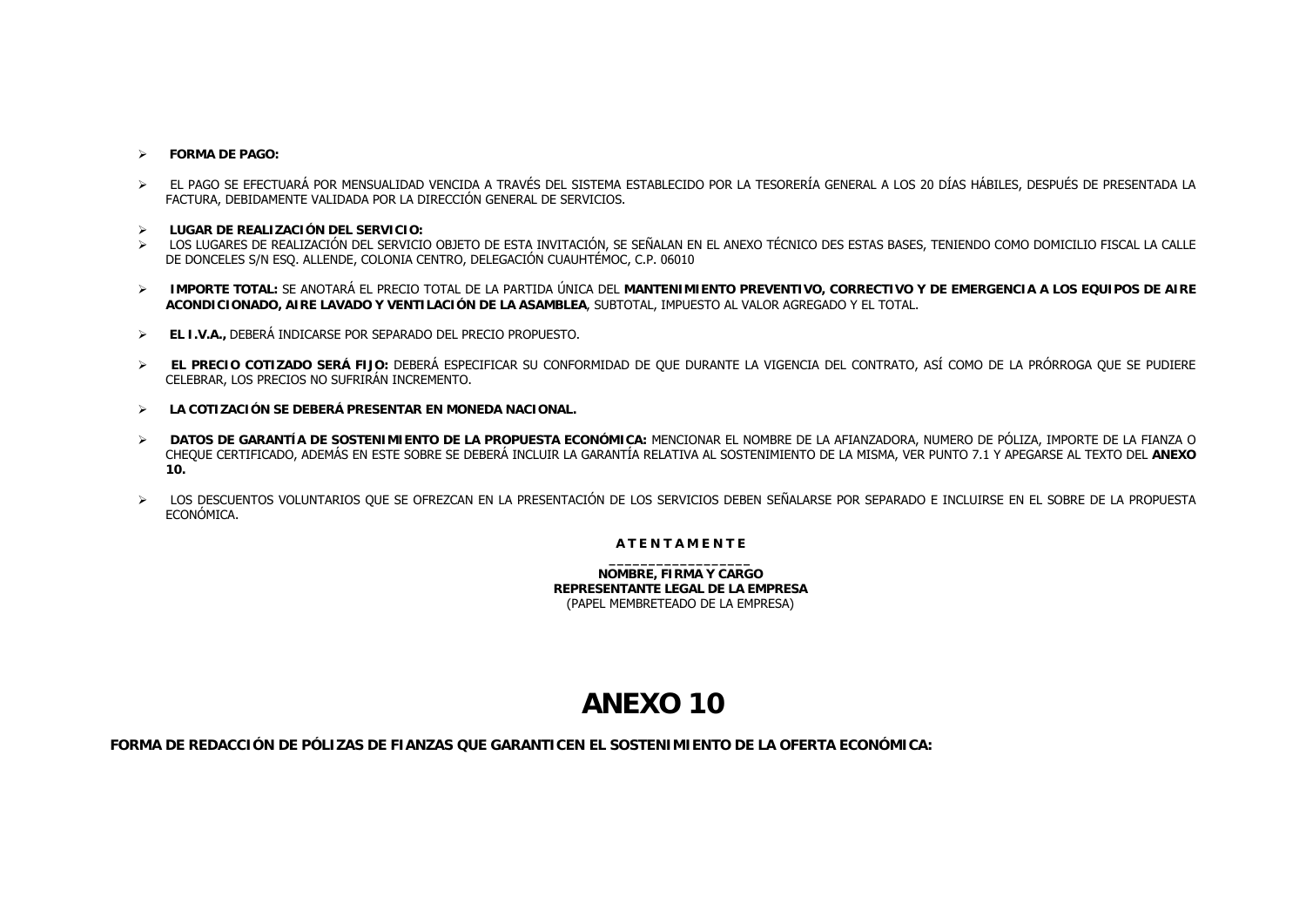- **FORMA DE PAGO:**

- EL PAGO SE EFECTUARÁ POR MENSUALIDAD VENCIDA A TRAVÉS DEL SISTEMA ESTABLECIDO POR LA TESORERÍA GENERAL A LOS 20 DÍAS HÁBILES, DESPUÉS DE PRESENTADA LA FACTURA, DEBIDAMENTE VALIDADA POR LA DIRECCIÓN GENERAL DE SERVICIOS.

- **LUGAR DE REALIZACIÓN DEL SERVICIO:**
- LOS LUGARES DE REALIZACIÓN DEL SERVICIO OBJETO DE ESTA INVITACIÓN, SE SEÑALAN EN EL ANEXO TÉCNICO DES ESTAS BASES, TENIENDO COMO DOMICILIO FISCAL LA CALLE DE DONCELES S/N ESQ. ALLENDE, COLONIA CENTRO, DELEGACIÓN CUAUHTÉMOC, C.P. 06010

- **IMPORTE TOTAL:** SE ANOTARÁ EL PRECIO TOTAL DE LA PARTIDA ÚNICA DEL **MANTENIMIENTO PREVENTIVO, CORRECTIVO Y DE EMERGENCIA A LOS EQUIPOS DE AIRE ACONDICIONADO, AIRE LAVADO Y VENTILACIÓN DE LA ASAMBLEA**, SUBTOTAL, IMPUESTO AL VALOR AGREGADO Y EL TOTAL.

- **EL I.V.A.,** DEBERÁ INDICARSE POR SEPARADO DEL PRECIO PROPUESTO.

- **EL PRECIO COTIZADO SERÁ FIJO:** DEBERÁ ESPECIFICAR SU CONFORMIDAD DE QUE DURANTE LA VIGENCIA DEL CONTRATO, ASÍ COMO DE LA PRÓRROGA QUE SE PUDIERE CELEBRAR, LOS PRECIOS NO SUFRIRÁN INCREMENTO.

- **LA COTIZACIÓN SE DEBERÁ PRESENTAR EN MONEDA NACIONAL.**

- **DATOS DE GARANTÍA DE SOSTENIMIENTO DE LA PROPUESTA ECONÓMICA:** MENCIONAR EL NOMBRE DE LA AFIANZADORA, NUMERO DE PÓLIZA, IMPORTE DE LA FIANZA O CHEQUE CERTIFICADO, ADEMÁS EN ESTE SOBRE SE DEBERÁ INCLUIR LA GARANTÍA RELATIVA AL SOSTENIMIENTO DE LA MISMA, VER PUNTO 7.1 Y APEGARSE AL TEXTO DEL **ANEXO 10.**

- LOS DESCUENTOS VOLUNTARIOS QUE SE OFREZCAN EN LA PRESENTACIÓN DE LOS SERVICIOS DEBEN SEÑALARSE POR SEPARADO E INCLUIRSE EN EL SOBRE DE LA PROPUESTA ECONÓMICA.

**A T E N T A M E N T E**

_________________

**NOMBRE, FIRMA Y CARGO**
**REPRESENTANTE LEGAL DE LA EMPRESA**
(PAPEL MEMBRETEADO DE LA EMPRESA)

# ANEXO 10

**FORMA DE REDACCIÓN DE PÓLIZAS DE FIANZAS QUE GARANTICEN EL SOSTENIMIENTO DE LA OFERTA ECONÓMICA:**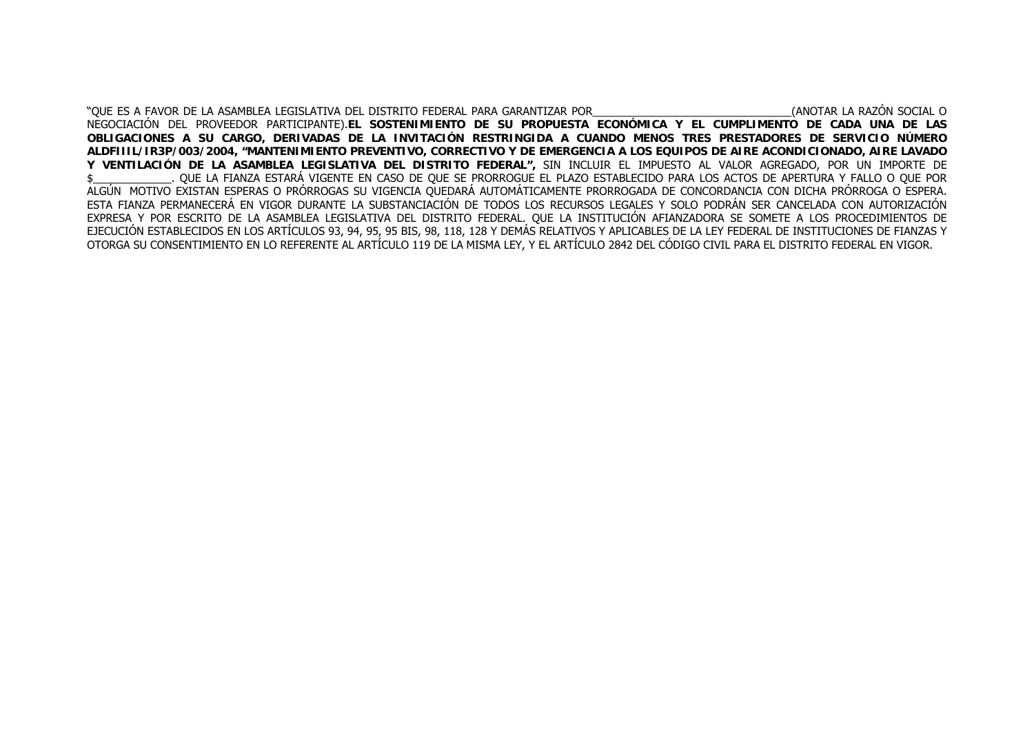"QUE ES A FAVOR DE LA ASAMBLEA LEGISLATIVA DEL DISTRITO FEDERAL PARA GARANTIZAR POR________________________________(ANOTAR LA RAZÓN SOCIAL O NEGOCIACIÓN DEL PROVEEDOR PARTICIPANTE).**EL SOSTENIMIENTO DE SU PROPUESTA ECONÓMICA Y EL CUMPLIMENTO DE CADA UNA DE LAS OBLIGACIONES A SU CARGO, DERIVADAS DE LA INVITACIÓN RESTRINGIDA A CUANDO MENOS TRES PRESTADORES DE SERVICIO NÚMERO ALDFIIIL/IR3P/003/2004, "MANTENIMIENTO PREVENTIVO, CORRECTIVO Y DE EMERGENCIA A LOS EQUIPOS DE AIRE ACONDICIONADO, AIRE LAVADO Y VENTILACIÓN DE LA ASAMBLEA LEGISLATIVA DEL DISTRITO FEDERAL",** SIN INCLUIR EL IMPUESTO AL VALOR AGREGADO, POR UN IMPORTE DE $_____________. QUE LA FIANZA ESTARÁ VIGENTE EN CASO DE QUE SE PRORROGUE EL PLAZO ESTABLECIDO PARA LOS ACTOS DE APERTURA Y FALLO O QUE POR ALGÚN MOTIVO EXISTAN ESPERAS O PRÓRROGAS SU VIGENCIA QUEDARÁ AUTOMÁTICAMENTE PRORROGADA DE CONCORDANCIA CON DICHA PRÓRROGA O ESPERA. ESTA FIANZA PERMANECERÁ EN VIGOR DURANTE LA SUBSTANCIACIÓN DE TODOS LOS RECURSOS LEGALES Y SOLO PODRÁN SER CANCELADA CON AUTORIZACIÓN EXPRESA Y POR ESCRITO DE LA ASAMBLEA LEGISLATIVA DEL DISTRITO FEDERAL. QUE LA INSTITUCIÓN AFIANZADORA SE SOMETE A LOS PROCEDIMIENTOS DE EJECUCIÓN ESTABLECIDOS EN LOS ARTÍCULOS 93, 94, 95, 95 BIS, 98, 118, 128 Y DEMÁS RELATIVOS Y APLICABLES DE LA LEY FEDERAL DE INSTITUCIONES DE FIANZAS Y OTORGA SU CONSENTIMIENTO EN LO REFERENTE AL ARTÍCULO 119 DE LA MISMA LEY, Y EL ARTÍCULO 2842 DEL CÓDIGO CIVIL PARA EL DISTRITO FEDERAL EN VIGOR.